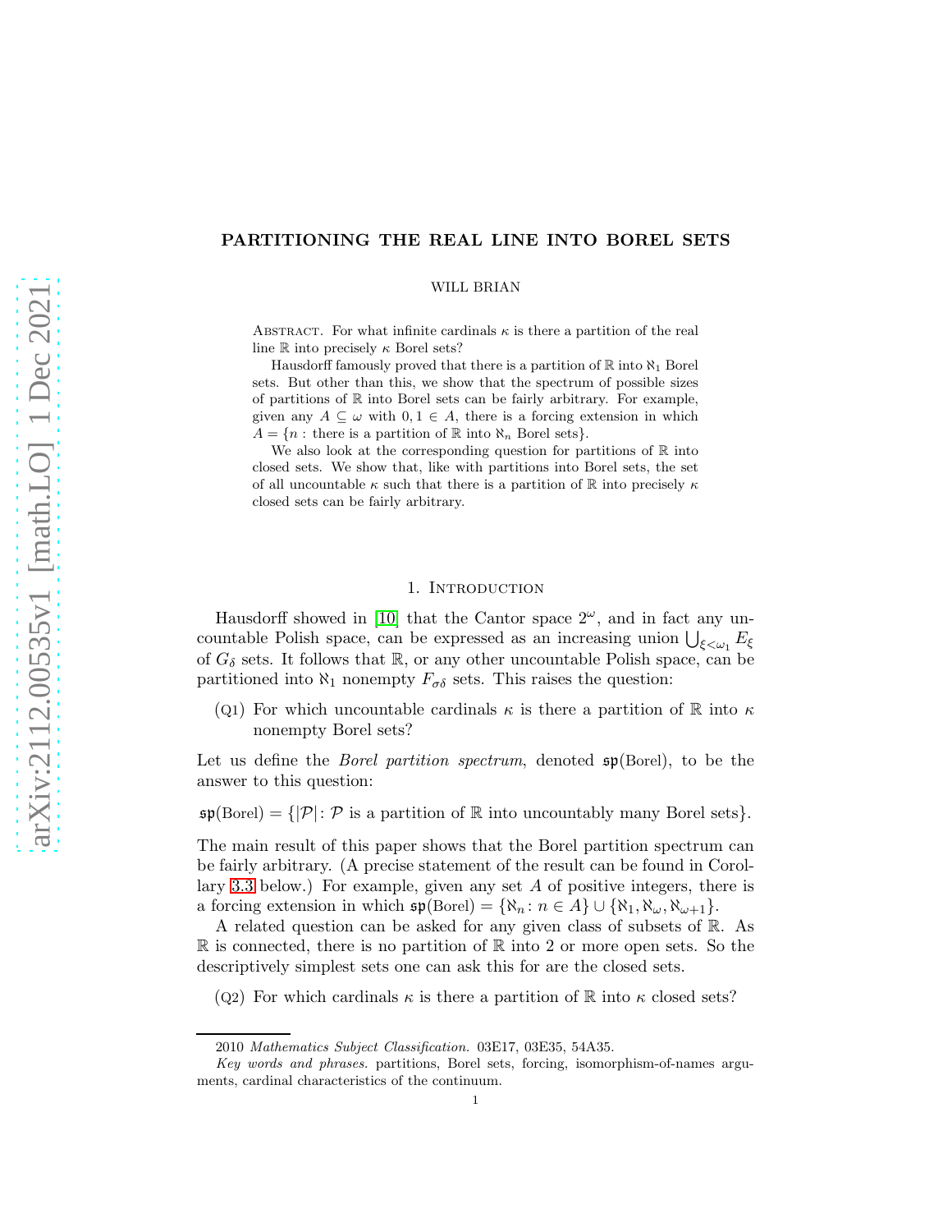# PARTITIONING THE REAL LINE INTO BOREL SETS

WILL BRIAN

Abstract. For what infinite cardinals $\kappa$ is there a partition of the real line $\mathbb{R}$ into precisely $\kappa$ Borel sets?

Hausdorff famously proved that there is a partition of $\mathbb{R}$ into $\aleph_1$ Borel sets. But other than this, we show that the spectrum of possible sizes of partitions of $\mathbb{R}$ into Borel sets can be fairly arbitrary. For example, given any $A \subseteq \omega$ with $0, 1 \in A$, there is a forcing extension in which $A = \{n : \text{there is a partition of } \mathbb{R} \text{ into } \aleph_n \text{ Borel sets}\}$.

We also look at the corresponding question for partitions of $\mathbb{R}$ into closed sets. We show that, like with partitions into Borel sets, the set of all uncountable $\kappa$ such that there is a partition of $\mathbb{R}$ into precisely $\kappa$ closed sets can be fairly arbitrary.

## 1. Introduction

Hausdorff showed in [10] that the Cantor space $2^\omega$, and in fact any uncountable Polish space, can be expressed as an increasing union $\bigcup_{\xi<\omega_1} E_\xi$ of $G_\delta$ sets. It follows that $\mathbb{R}$, or any other uncountable Polish space, can be partitioned into $\aleph_1$ nonempty $F_{\sigma\delta}$ sets. This raises the question:

(Q1) For which uncountable cardinals $\kappa$ is there a partition of $\mathbb{R}$ into $\kappa$ nonempty Borel sets?

Let us define the *Borel partition spectrum*, denoted $\mathfrak{sp}(\text{Borel})$, to be the answer to this question:

$\mathfrak{sp}(\text{Borel}) = \{|\mathcal{P}| \colon \mathcal{P} \text{ is a partition of } \mathbb{R} \text{ into uncountably many Borel sets}\}$.

The main result of this paper shows that the Borel partition spectrum can be fairly arbitrary. (A precise statement of the result can be found in Corollary 3.3 below.) For example, given any set $A$ of positive integers, there is a forcing extension in which $\mathfrak{sp}(\text{Borel}) = \{\aleph_n \colon n \in A\} \cup \{\aleph_1, \aleph_\omega, \aleph_{\omega+1}\}$.

A related question can be asked for any given class of subsets of $\mathbb{R}$. As $\mathbb{R}$ is connected, there is no partition of $\mathbb{R}$ into 2 or more open sets. So the descriptively simplest sets one can ask this for are the closed sets.

(Q2) For which cardinals $\kappa$ is there a partition of $\mathbb{R}$ into $\kappa$ closed sets?

---

2010 *Mathematics Subject Classification.* 03E17, 03E35, 54A35.

*Key words and phrases.* partitions, Borel sets, forcing, isomorphism-of-names arguments, cardinal characteristics of the continuum.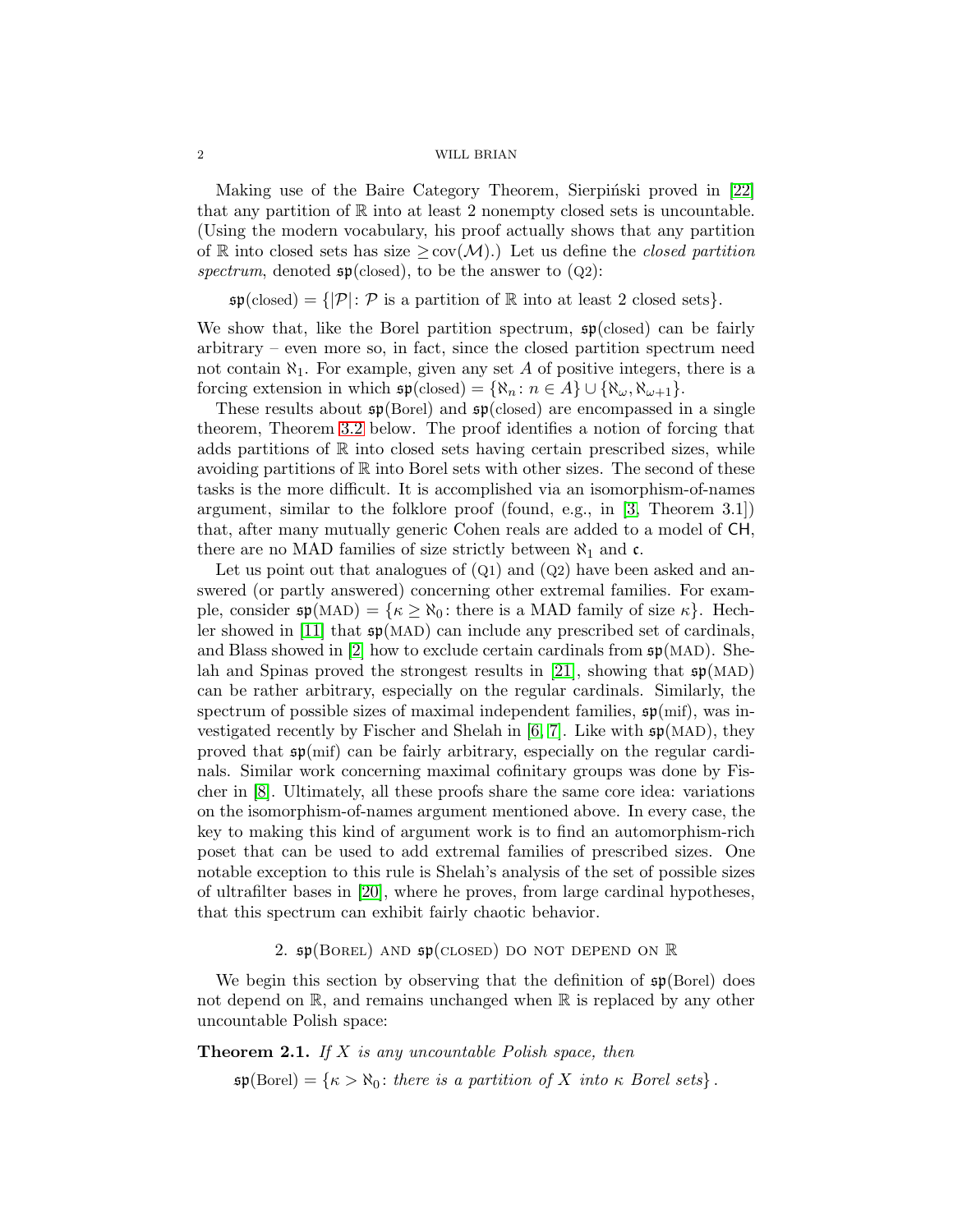Making use of the Baire Category Theorem, Sierpiński proved in [22] that any partition of $\mathbb{R}$ into at least 2 nonempty closed sets is uncountable. (Using the modern vocabulary, his proof actually shows that any partition of $\mathbb{R}$ into closed sets has size $\geq \mathrm{cov}(\mathcal{M})$.) Let us define the *closed partition spectrum*, denoted $\mathfrak{sp}(\mathrm{closed})$, to be the answer to (Q2):

$$\mathfrak{sp}(\mathrm{closed}) = \{|\mathcal{P}| : \mathcal{P} \text{ is a partition of } \mathbb{R} \text{ into at least 2 closed sets}\}.$$

We show that, like the Borel partition spectrum, $\mathfrak{sp}(\mathrm{closed})$ can be fairly arbitrary – even more so, in fact, since the closed partition spectrum need not contain $\aleph_1$. For example, given any set $A$ of positive integers, there is a forcing extension in which $\mathfrak{sp}(\mathrm{closed}) = \{\aleph_n : n \in A\} \cup \{\aleph_\omega, \aleph_{\omega+1}\}$.

These results about $\mathfrak{sp}(\mathrm{Borel})$ and $\mathfrak{sp}(\mathrm{closed})$ are encompassed in a single theorem, Theorem 3.2 below. The proof identifies a notion of forcing that adds partitions of $\mathbb{R}$ into closed sets having certain prescribed sizes, while avoiding partitions of $\mathbb{R}$ into Borel sets with other sizes. The second of these tasks is the more difficult. It is accomplished via an isomorphism-of-names argument, similar to the folklore proof (found, e.g., in [3, Theorem 3.1]) that, after many mutually generic Cohen reals are added to a model of CH, there are no MAD families of size strictly between $\aleph_1$ and $\mathfrak{c}$.

Let us point out that analogues of (Q1) and (Q2) have been asked and answered (or partly answered) concerning other extremal families. For example, consider $\mathfrak{sp}(\mathrm{MAD}) = \{\kappa \geq \aleph_0 : \text{there is a MAD family of size } \kappa\}$. Hechler showed in [11] that $\mathfrak{sp}(\mathrm{MAD})$ can include any prescribed set of cardinals, and Blass showed in [2] how to exclude certain cardinals from $\mathfrak{sp}(\mathrm{MAD})$. Shelah and Spinas proved the strongest results in [21], showing that $\mathfrak{sp}(\mathrm{MAD})$ can be rather arbitrary, especially on the regular cardinals. Similarly, the spectrum of possible sizes of maximal independent families, $\mathfrak{sp}(\mathrm{mif})$, was investigated recently by Fischer and Shelah in [6, 7]. Like with $\mathfrak{sp}(\mathrm{MAD})$, they proved that $\mathfrak{sp}(\mathrm{mif})$ can be fairly arbitrary, especially on the regular cardinals. Similar work concerning maximal cofinitary groups was done by Fischer in [8]. Ultimately, all these proofs share the same core idea: variations on the isomorphism-of-names argument mentioned above. In every case, the key to making this kind of argument work is to find an automorphism-rich poset that can be used to add extremal families of prescribed sizes. One notable exception to this rule is Shelah's analysis of the set of possible sizes of ultrafilter bases in [20], where he proves, from large cardinal hypotheses, that this spectrum can exhibit fairly chaotic behavior.

## 2. $\mathfrak{sp}(\mathrm{Borel})$ and $\mathfrak{sp}(\mathrm{closed})$ do not depend on $\mathbb{R}$

We begin this section by observing that the definition of $\mathfrak{sp}(\mathrm{Borel})$ does not depend on $\mathbb{R}$, and remains unchanged when $\mathbb{R}$ is replaced by any other uncountable Polish space:

**Theorem 2.1.** *If $X$ is any uncountable Polish space, then*

$$\mathfrak{sp}(\mathrm{Borel}) = \{\kappa > \aleph_0 : \text{there is a partition of } X \text{ into } \kappa \text{ Borel sets}\}.$$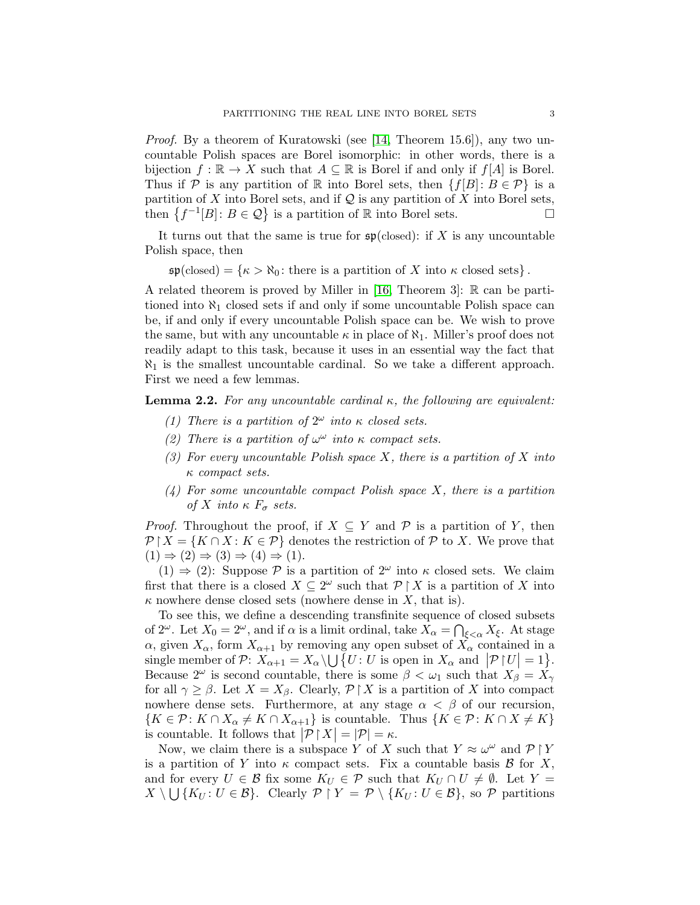*Proof.* By a theorem of Kuratowski (see [14, Theorem 15.6]), any two uncountable Polish spaces are Borel isomorphic: in other words, there is a bijection $f : \mathbb{R} \to X$ such that $A \subseteq \mathbb{R}$ is Borel if and only if $f[A]$ is Borel. Thus if $\mathcal{P}$ is any partition of $\mathbb{R}$ into Borel sets, then $\{f[B] \colon B \in \mathcal{P}\}$ is a partition of $X$ into Borel sets, and if $\mathcal{Q}$ is any partition of $X$ into Borel sets, then $\{f^{-1}[B] \colon B \in \mathcal{Q}\}$ is a partition of $\mathbb{R}$ into Borel sets. $\square$

It turns out that the same is true for $\mathfrak{sp}(\text{closed})$: if $X$ is any uncountable Polish space, then

$$\mathfrak{sp}(\text{closed}) = \{\kappa > \aleph_0 \colon \text{there is a partition of } X \text{ into } \kappa \text{ closed sets}\}.$$

A related theorem is proved by Miller in [16, Theorem 3]: $\mathbb{R}$ can be partitioned into $\aleph_1$ closed sets if and only if some uncountable Polish space can be, if and only if every uncountable Polish space can be. We wish to prove the same, but with any uncountable $\kappa$ in place of $\aleph_1$. Miller's proof does not readily adapt to this task, because it uses in an essential way the fact that $\aleph_1$ is the smallest uncountable cardinal. So we take a different approach. First we need a few lemmas.

**Lemma 2.2.** *For any uncountable cardinal $\kappa$, the following are equivalent:*

1. *There is a partition of $2^\omega$ into $\kappa$ closed sets.*
2. *There is a partition of $\omega^\omega$ into $\kappa$ compact sets.*
3. *For every uncountable Polish space $X$, there is a partition of $X$ into $\kappa$ compact sets.*
4. *For some uncountable compact Polish space $X$, there is a partition of $X$ into $\kappa$ $F_\sigma$ sets.*

*Proof.* Throughout the proof, if $X \subseteq Y$ and $\mathcal{P}$ is a partition of $Y$, then $\mathcal{P} \restriction X = \{K \cap X \colon K \in \mathcal{P}\}$ denotes the restriction of $\mathcal{P}$ to $X$. We prove that $(1) \Rightarrow (2) \Rightarrow (3) \Rightarrow (4) \Rightarrow (1)$.

$(1) \Rightarrow (2)$: Suppose $\mathcal{P}$ is a partition of $2^\omega$ into $\kappa$ closed sets. We claim first that there is a closed $X \subseteq 2^\omega$ such that $\mathcal{P} \restriction X$ is a partition of $X$ into $\kappa$ nowhere dense closed sets (nowhere dense in $X$, that is).

To see this, we define a descending transfinite sequence of closed subsets of $2^\omega$. Let $X_0 = 2^\omega$, and if $\alpha$ is a limit ordinal, take $X_\alpha = \bigcap_{\xi<\alpha} X_\xi$. At stage $\alpha$, given $X_\alpha$, form $X_{\alpha+1}$ by removing any open subset of $X_\alpha$ contained in a single member of $\mathcal{P}$: $X_{\alpha+1} = X_\alpha \setminus \bigcup \{U \colon U \text{ is open in } X_\alpha \text{ and } |\mathcal{P} \restriction U| = 1\}$. Because $2^\omega$ is second countable, there is some $\beta < \omega_1$ such that $X_\beta = X_\gamma$ for all $\gamma \geq \beta$. Let $X = X_\beta$. Clearly, $\mathcal{P} \restriction X$ is a partition of $X$ into compact nowhere dense sets. Furthermore, at any stage $\alpha < \beta$ of our recursion, $\{K \in \mathcal{P} \colon K \cap X_\alpha \neq K \cap X_{\alpha+1}\}$ is countable. Thus $\{K \in \mathcal{P} \colon K \cap X \neq K\}$ is countable. It follows that $|\mathcal{P} \restriction X| = |\mathcal{P}| = \kappa$.

Now, we claim there is a subspace $Y$ of $X$ such that $Y \approx \omega^\omega$ and $\mathcal{P} \restriction Y$ is a partition of $Y$ into $\kappa$ compact sets. Fix a countable basis $\mathcal{B}$ for $X$, and for every $U \in \mathcal{B}$ fix some $K_U \in \mathcal{P}$ such that $K_U \cap U \neq \emptyset$. Let $Y = X \setminus \bigcup \{K_U \colon U \in \mathcal{B}\}$. Clearly $\mathcal{P} \restriction Y = \mathcal{P} \setminus \{K_U \colon U \in \mathcal{B}\}$, so $\mathcal{P}$ partitions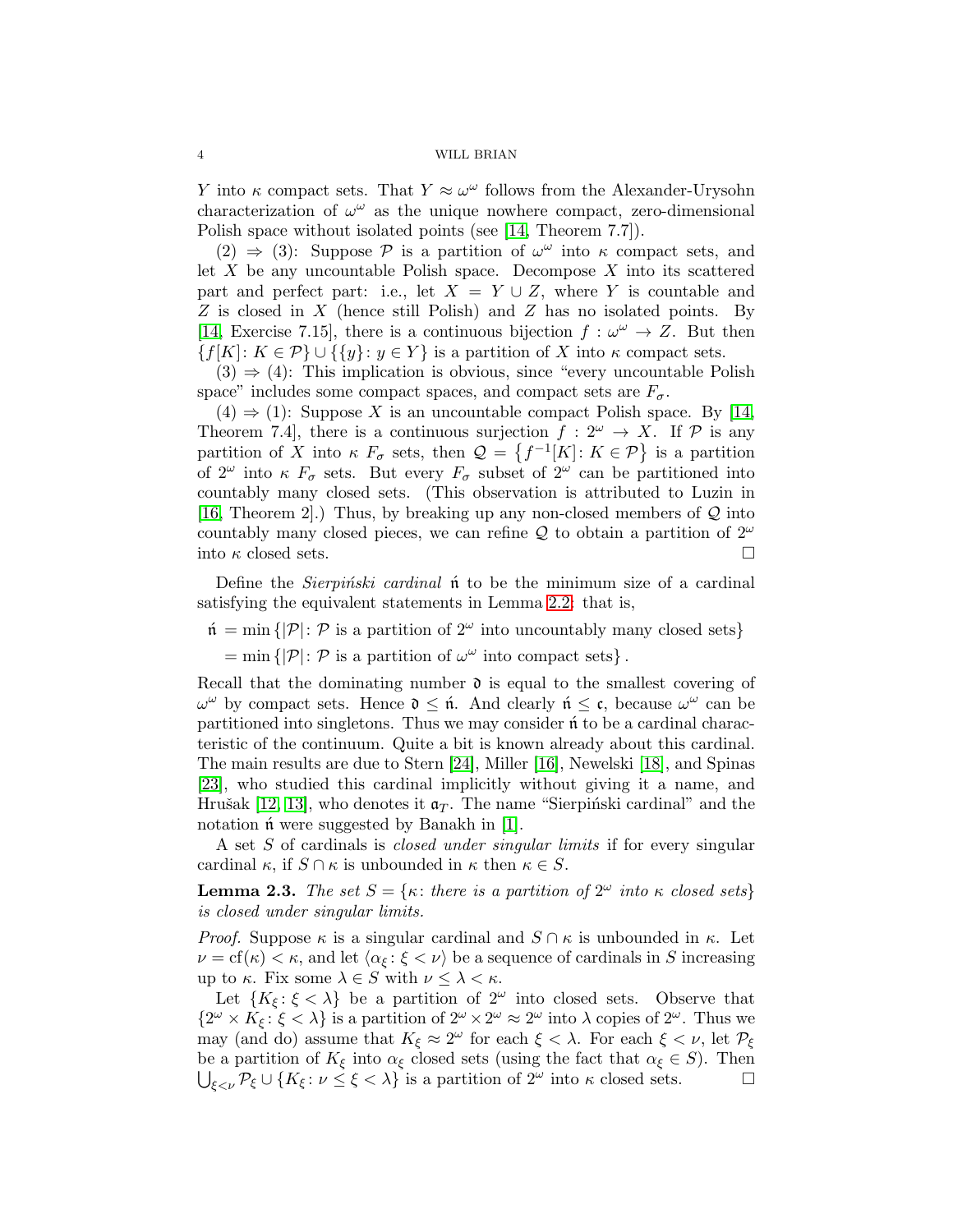$Y$ into $\kappa$ compact sets. That $Y \approx \omega^\omega$ follows from the Alexander-Urysohn characterization of $\omega^\omega$ as the unique nowhere compact, zero-dimensional Polish space without isolated points (see [14, Theorem 7.7]).

(2) $\Rightarrow$ (3): Suppose $\mathcal{P}$ is a partition of $\omega^\omega$ into $\kappa$ compact sets, and let $X$ be any uncountable Polish space. Decompose $X$ into its scattered part and perfect part: i.e., let $X = Y \cup Z$, where $Y$ is countable and $Z$ is closed in $X$ (hence still Polish) and $Z$ has no isolated points. By [14, Exercise 7.15], there is a continuous bijection $f : \omega^\omega \to Z$. But then $\{f[K] \colon K \in \mathcal{P}\} \cup \{\{y\} \colon y \in Y\}$ is a partition of $X$ into $\kappa$ compact sets.

(3) $\Rightarrow$ (4): This implication is obvious, since "every uncountable Polish space" includes some compact spaces, and compact sets are $F_\sigma$.

(4) $\Rightarrow$ (1): Suppose $X$ is an uncountable compact Polish space. By [14, Theorem 7.4], there is a continuous surjection $f : 2^\omega \to X$. If $\mathcal{P}$ is any partition of $X$ into $\kappa$ $F_\sigma$ sets, then $\mathcal{Q} = \{f^{-1}[K] \colon K \in \mathcal{P}\}$ is a partition of $2^\omega$ into $\kappa$ $F_\sigma$ sets. But every $F_\sigma$ subset of $2^\omega$ can be partitioned into countably many closed sets. (This observation is attributed to Luzin in [16, Theorem 2].) Thus, by breaking up any non-closed members of $\mathcal{Q}$ into countably many closed pieces, we can refine $\mathcal{Q}$ to obtain a partition of $2^\omega$ into $\kappa$ closed sets. $\square$

Define the *Sierpiński cardinal* $\acute{\mathfrak{n}}$ to be the minimum size of a cardinal satisfying the equivalent statements in Lemma 2.2: that is,

$$
\begin{aligned}
\acute{\mathfrak{n}} &= \min\{|\mathcal{P}| \colon \mathcal{P} \text{ is a partition of } 2^\omega \text{ into uncountably many closed sets}\} \\
&= \min\{|\mathcal{P}| \colon \mathcal{P} \text{ is a partition of } \omega^\omega \text{ into compact sets}\}.
\end{aligned}
$$

Recall that the dominating number $\mathfrak{d}$ is equal to the smallest covering of $\omega^\omega$ by compact sets. Hence $\mathfrak{d} \leq \acute{\mathfrak{n}}$. And clearly $\acute{\mathfrak{n}} \leq \mathfrak{c}$, because $\omega^\omega$ can be partitioned into singletons. Thus we may consider $\acute{\mathfrak{n}}$ to be a cardinal characteristic of the continuum. Quite a bit is known already about this cardinal. The main results are due to Stern [24], Miller [16], Newelski [18], and Spinas [23], who studied this cardinal implicitly without giving it a name, and Hrušak [12, 13], who denotes it $\mathfrak{a}_T$. The name "Sierpiński cardinal" and the notation $\acute{\mathfrak{n}}$ were suggested by Banakh in [1].

A set $S$ of cardinals is *closed under singular limits* if for every singular cardinal $\kappa$, if $S \cap \kappa$ is unbounded in $\kappa$ then $\kappa \in S$.

**Lemma 2.3.** *The set $S = \{\kappa \colon$ there is a partition of $2^\omega$ into $\kappa$ closed sets$\}$ is closed under singular limits.*

*Proof.* Suppose $\kappa$ is a singular cardinal and $S \cap \kappa$ is unbounded in $\kappa$. Let $\nu = \mathrm{cf}(\kappa) < \kappa$, and let $\langle \alpha_\xi \colon \xi < \nu \rangle$ be a sequence of cardinals in $S$ increasing up to $\kappa$. Fix some $\lambda \in S$ with $\nu \leq \lambda < \kappa$.

Let $\{K_\xi \colon \xi < \lambda\}$ be a partition of $2^\omega$ into closed sets. Observe that $\{2^\omega \times K_\xi \colon \xi < \lambda\}$ is a partition of $2^\omega \times 2^\omega \approx 2^\omega$ into $\lambda$ copies of $2^\omega$. Thus we may (and do) assume that $K_\xi \approx 2^\omega$ for each $\xi < \lambda$. For each $\xi < \nu$, let $\mathcal{P}_\xi$ be a partition of $K_\xi$ into $\alpha_\xi$ closed sets (using the fact that $\alpha_\xi \in S$). Then $\bigcup_{\xi < \nu} \mathcal{P}_\xi \cup \{K_\xi \colon \nu \leq \xi < \lambda\}$ is a partition of $2^\omega$ into $\kappa$ closed sets. $\square$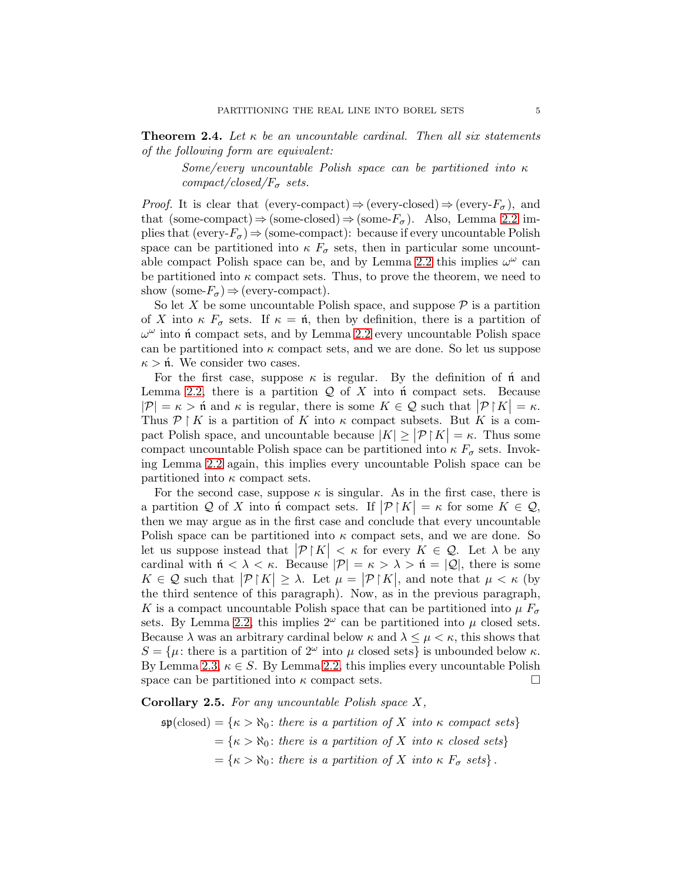**Theorem 2.4.** *Let $\kappa$ be an uncountable cardinal. Then all six statements of the following form are equivalent:*

> *Some/every uncountable Polish space can be partitioned into $\kappa$ compact/closed/$F_\sigma$ sets.*

*Proof.* It is clear that (every-compact) $\Rightarrow$ (every-closed) $\Rightarrow$ (every-$F_\sigma$), and that (some-compact) $\Rightarrow$ (some-closed) $\Rightarrow$ (some-$F_\sigma$). Also, Lemma 2.2 implies that (every-$F_\sigma$) $\Rightarrow$ (some-compact): because if every uncountable Polish space can be partitioned into $\kappa$ $F_\sigma$ sets, then in particular some uncountable compact Polish space can be, and by Lemma 2.2 this implies $\omega^\omega$ can be partitioned into $\kappa$ compact sets. Thus, to prove the theorem, we need to show (some-$F_\sigma$) $\Rightarrow$ (every-compact).

So let $X$ be some uncountable Polish space, and suppose $\mathcal{P}$ is a partition of $X$ into $\kappa$ $F_\sigma$ sets. If $\kappa = \acute{\mathfrak{n}}$, then by definition, there is a partition of $\omega^\omega$ into $\acute{\mathfrak{n}}$ compact sets, and by Lemma 2.2 every uncountable Polish space can be partitioned into $\kappa$ compact sets, and we are done. So let us suppose $\kappa > \acute{\mathfrak{n}}$. We consider two cases.

For the first case, suppose $\kappa$ is regular. By the definition of $\acute{\mathfrak{n}}$ and Lemma 2.2, there is a partition $\mathcal{Q}$ of $X$ into $\acute{\mathfrak{n}}$ compact sets. Because $|\mathcal{P}| = \kappa > \acute{\mathfrak{n}}$ and $\kappa$ is regular, there is some $K \in \mathcal{Q}$ such that $\left|\mathcal{P} \restriction K\right| = \kappa$. Thus $\mathcal{P} \restriction K$ is a partition of $K$ into $\kappa$ compact subsets. But $K$ is a compact Polish space, and uncountable because $|K| \geq \left|\mathcal{P} \restriction K\right| = \kappa$. Thus some compact uncountable Polish space can be partitioned into $\kappa$ $F_\sigma$ sets. Invoking Lemma 2.2 again, this implies every uncountable Polish space can be partitioned into $\kappa$ compact sets.

For the second case, suppose $\kappa$ is singular. As in the first case, there is a partition $\mathcal{Q}$ of $X$ into $\acute{\mathfrak{n}}$ compact sets. If $\left|\mathcal{P} \restriction K\right| = \kappa$ for some $K \in \mathcal{Q}$, then we may argue as in the first case and conclude that every uncountable Polish space can be partitioned into $\kappa$ compact sets, and we are done. So let us suppose instead that $\left|\mathcal{P} \restriction K\right| < \kappa$ for every $K \in \mathcal{Q}$. Let $\lambda$ be any cardinal with $\acute{\mathfrak{n}} < \lambda < \kappa$. Because $|\mathcal{P}| = \kappa > \lambda > \acute{\mathfrak{n}} = |\mathcal{Q}|$, there is some $K \in \mathcal{Q}$ such that $\left|\mathcal{P} \restriction K\right| \geq \lambda$. Let $\mu = \left|\mathcal{P} \restriction K\right|$, and note that $\mu < \kappa$ (by the third sentence of this paragraph). Now, as in the previous paragraph, $K$ is a compact uncountable Polish space that can be partitioned into $\mu$ $F_\sigma$ sets. By Lemma 2.2, this implies $2^\omega$ can be partitioned into $\mu$ closed sets. Because $\lambda$ was an arbitrary cardinal below $\kappa$ and $\lambda \leq \mu < \kappa$, this shows that $S = \{\mu \colon \text{there is a partition of } 2^\omega \text{ into } \mu \text{ closed sets}\}$ is unbounded below $\kappa$. By Lemma 2.3, $\kappa \in S$. By Lemma 2.2, this implies every uncountable Polish space can be partitioned into $\kappa$ compact sets. $\square$

**Corollary 2.5.** *For any uncountable Polish space $X$,*

$$\begin{aligned}
\mathfrak{sp}(\text{closed}) &= \{\kappa > \aleph_0 \colon \textit{there is a partition of } X \textit{ into } \kappa \textit{ compact sets}\} \\
&= \{\kappa > \aleph_0 \colon \textit{there is a partition of } X \textit{ into } \kappa \textit{ closed sets}\} \\
&= \{\kappa > \aleph_0 \colon \textit{there is a partition of } X \textit{ into } \kappa \ F_\sigma \textit{ sets}\}.
\end{aligned}$$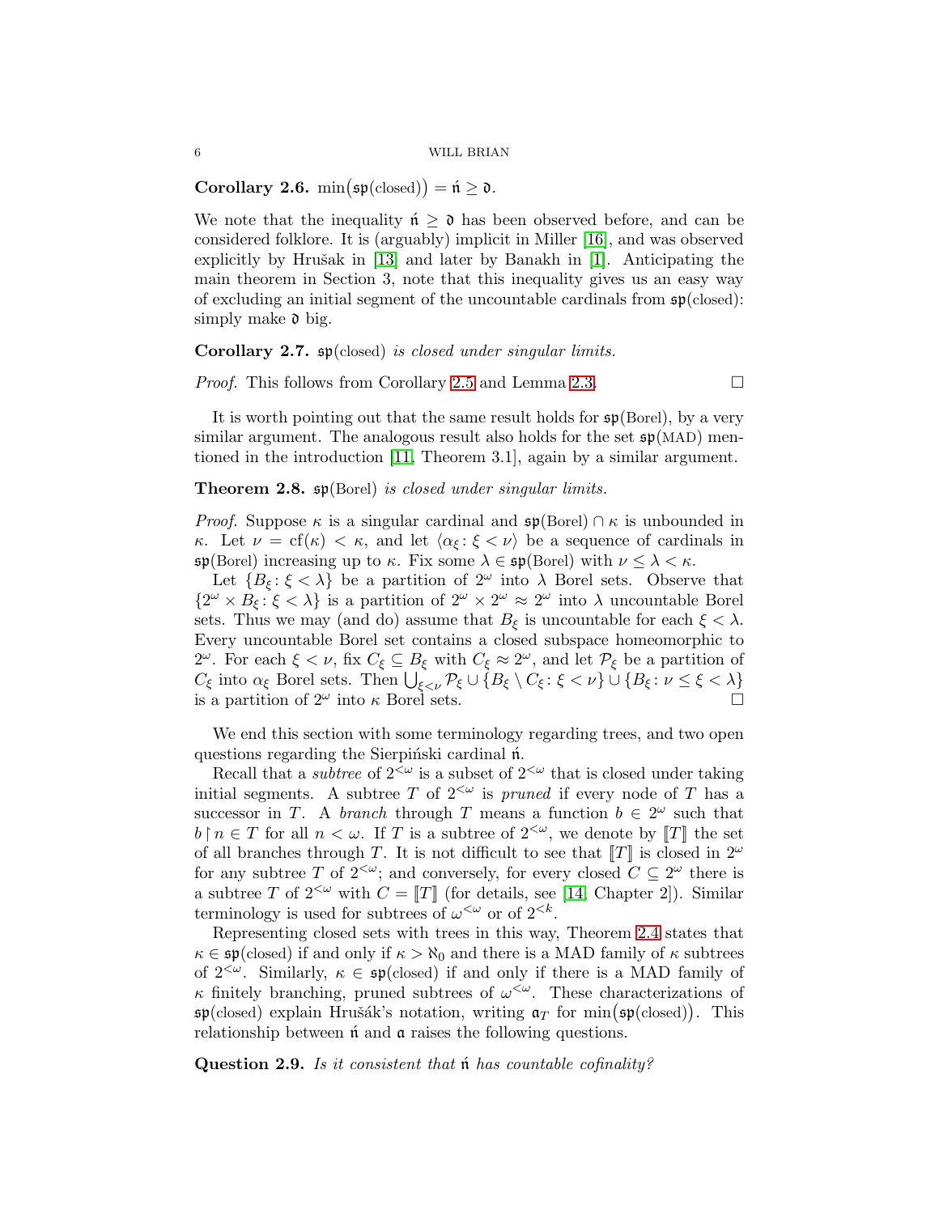**Corollary 2.6.** $\min(\mathfrak{sp}(\text{closed})) = \acute{\mathfrak{n}} \geq \mathfrak{d}$.

We note that the inequality $\acute{\mathfrak{n}} \geq \mathfrak{d}$ has been observed before, and can be considered folklore. It is (arguably) implicit in Miller [16], and was observed explicitly by Hrušak in [13] and later by Banakh in [1]. Anticipating the main theorem in Section 3, note that this inequality gives us an easy way of excluding an initial segment of the uncountable cardinals from $\mathfrak{sp}(\text{closed})$: simply make $\mathfrak{d}$ big.

**Corollary 2.7.** *$\mathfrak{sp}(\text{closed})$ is closed under singular limits.*

*Proof.* This follows from Corollary 2.5 and Lemma 2.3. □

It is worth pointing out that the same result holds for $\mathfrak{sp}(\text{Borel})$, by a very similar argument. The analogous result also holds for the set $\mathfrak{sp}(\text{MAD})$ mentioned in the introduction [11, Theorem 3.1], again by a similar argument.

**Theorem 2.8.** *$\mathfrak{sp}(\text{Borel})$ is closed under singular limits.*

*Proof.* Suppose $\kappa$ is a singular cardinal and $\mathfrak{sp}(\text{Borel}) \cap \kappa$ is unbounded in $\kappa$. Let $\nu = \text{cf}(\kappa) < \kappa$, and let $\langle \alpha_\xi \colon \xi < \nu \rangle$ be a sequence of cardinals in $\mathfrak{sp}(\text{Borel})$ increasing up to $\kappa$. Fix some $\lambda \in \mathfrak{sp}(\text{Borel})$ with $\nu \leq \lambda < \kappa$.

Let $\{B_\xi \colon \xi < \lambda\}$ be a partition of $2^\omega$ into $\lambda$ Borel sets. Observe that $\{2^\omega \times B_\xi \colon \xi < \lambda\}$ is a partition of $2^\omega \times 2^\omega \approx 2^\omega$ into $\lambda$ uncountable Borel sets. Thus we may (and do) assume that $B_\xi$ is uncountable for each $\xi < \lambda$. Every uncountable Borel set contains a closed subspace homeomorphic to $2^\omega$. For each $\xi < \nu$, fix $C_\xi \subseteq B_\xi$ with $C_\xi \approx 2^\omega$, and let $\mathcal{P}_\xi$ be a partition of $C_\xi$ into $\alpha_\xi$ Borel sets. Then $\bigcup_{\xi<\nu} \mathcal{P}_\xi \cup \{B_\xi \setminus C_\xi \colon \xi < \nu\} \cup \{B_\xi \colon \nu \leq \xi < \lambda\}$ is a partition of $2^\omega$ into $\kappa$ Borel sets. □

We end this section with some terminology regarding trees, and two open questions regarding the Sierpiński cardinal $\acute{\mathfrak{n}}$.

Recall that a *subtree* of $2^{<\omega}$ is a subset of $2^{<\omega}$ that is closed under taking initial segments. A subtree $T$ of $2^{<\omega}$ is *pruned* if every node of $T$ has a successor in $T$. A *branch* through $T$ means a function $b \in 2^\omega$ such that $b \restriction n \in T$ for all $n < \omega$. If $T$ is a subtree of $2^{<\omega}$, we denote by $[\![T]\!]$ the set of all branches through $T$. It is not difficult to see that $[\![T]\!]$ is closed in $2^\omega$ for any subtree $T$ of $2^{<\omega}$; and conversely, for every closed $C \subseteq 2^\omega$ there is a subtree $T$ of $2^{<\omega}$ with $C = [\![T]\!]$ (for details, see [14, Chapter 2]). Similar terminology is used for subtrees of $\omega^{<\omega}$ or of $2^{<k}$.

Representing closed sets with trees in this way, Theorem 2.4 states that $\kappa \in \mathfrak{sp}(\text{closed})$ if and only if $\kappa > \aleph_0$ and there is a MAD family of $\kappa$ subtrees of $2^{<\omega}$. Similarly, $\kappa \in \mathfrak{sp}(\text{closed})$ if and only if there is a MAD family of $\kappa$ finitely branching, pruned subtrees of $\omega^{<\omega}$. These characterizations of $\mathfrak{sp}(\text{closed})$ explain Hrušák's notation, writing $\mathfrak{a}_T$ for $\min(\mathfrak{sp}(\text{closed}))$. This relationship between $\acute{\mathfrak{n}}$ and $\mathfrak{a}$ raises the following questions.

**Question 2.9.** *Is it consistent that $\acute{\mathfrak{n}}$ has countable cofinality?*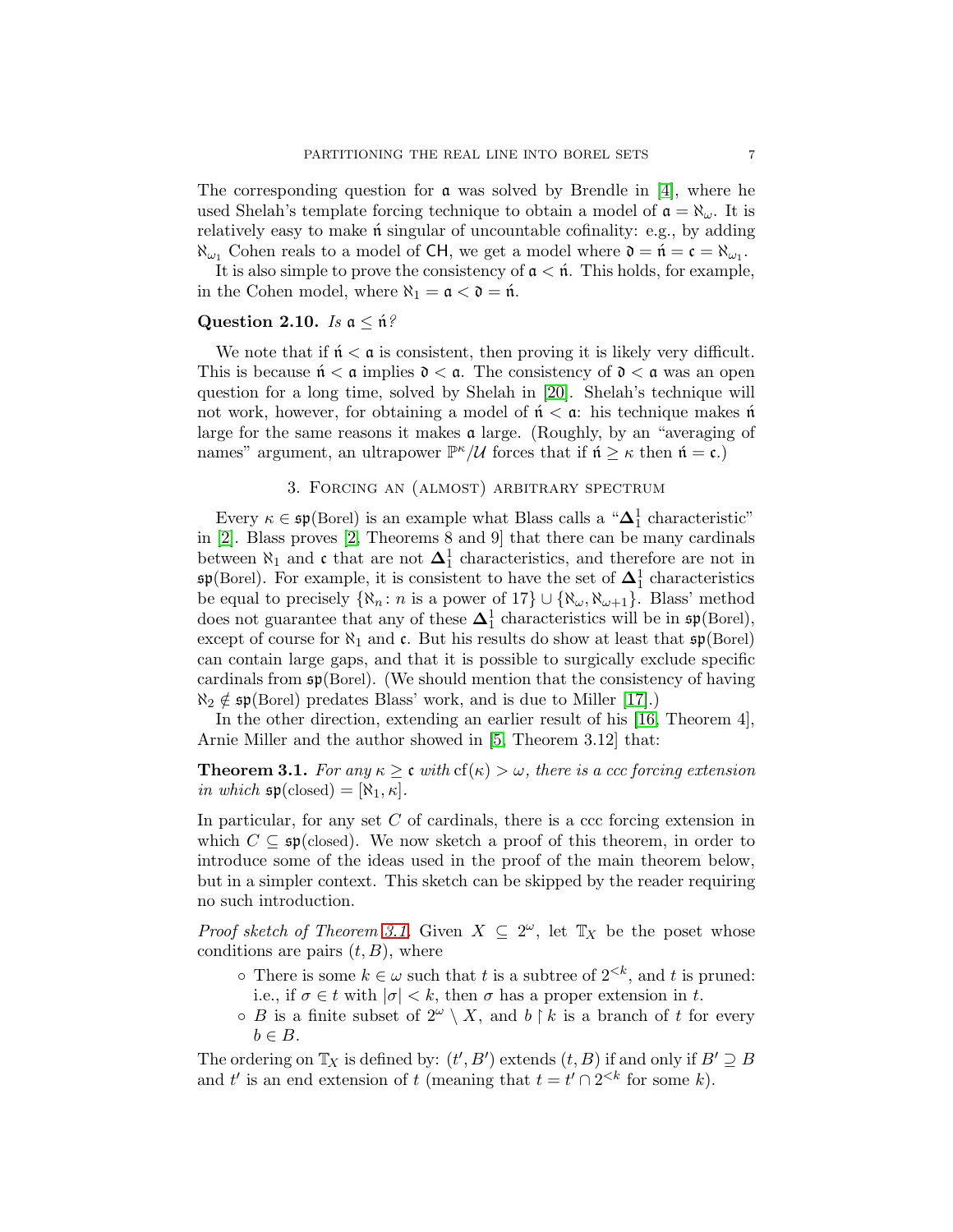The corresponding question for $\mathfrak{a}$ was solved by Brendle in [4], where he used Shelah's template forcing technique to obtain a model of $\mathfrak{a} = \aleph_\omega$. It is relatively easy to make $\acute{\mathfrak{n}}$ singular of uncountable cofinality: e.g., by adding $\aleph_{\omega_1}$ Cohen reals to a model of $\mathsf{CH}$, we get a model where $\mathfrak{d} = \acute{\mathfrak{n}} = \mathfrak{c} = \aleph_{\omega_1}$.

It is also simple to prove the consistency of $\mathfrak{a} < \acute{\mathfrak{n}}$. This holds, for example, in the Cohen model, where $\aleph_1 = \mathfrak{a} < \mathfrak{d} = \acute{\mathfrak{n}}$.

**Question 2.10.** *Is $\mathfrak{a} \leq \acute{\mathfrak{n}}$?*

We note that if $\acute{\mathfrak{n}} < \mathfrak{a}$ is consistent, then proving it is likely very difficult. This is because $\acute{\mathfrak{n}} < \mathfrak{a}$ implies $\mathfrak{d} < \mathfrak{a}$. The consistency of $\mathfrak{d} < \mathfrak{a}$ was an open question for a long time, solved by Shelah in [20]. Shelah's technique will not work, however, for obtaining a model of $\acute{\mathfrak{n}} < \mathfrak{a}$: his technique makes $\acute{\mathfrak{n}}$ large for the same reasons it makes $\mathfrak{a}$ large. (Roughly, by an "averaging of names" argument, an ultrapower $\mathbb{P}^\kappa/\mathcal{U}$ forces that if $\acute{\mathfrak{n}} \geq \kappa$ then $\acute{\mathfrak{n}} = \mathfrak{c}$.)

## 3. Forcing an (almost) arbitrary spectrum

Every $\kappa \in \mathfrak{sp}(\text{Borel})$ is an example what Blass calls a "$\boldsymbol{\Delta}^1_1$ characteristic" in [2]. Blass proves [2, Theorems 8 and 9] that there can be many cardinals between $\aleph_1$ and $\mathfrak{c}$ that are not $\boldsymbol{\Delta}^1_1$ characteristics, and therefore are not in $\mathfrak{sp}(\text{Borel})$. For example, it is consistent to have the set of $\boldsymbol{\Delta}^1_1$ characteristics be equal to precisely $\{\aleph_n \colon n \text{ is a power of } 17\} \cup \{\aleph_\omega, \aleph_{\omega+1}\}$. Blass' method does not guarantee that any of these $\boldsymbol{\Delta}^1_1$ characteristics will be in $\mathfrak{sp}(\text{Borel})$, except of course for $\aleph_1$ and $\mathfrak{c}$. But his results do show at least that $\mathfrak{sp}(\text{Borel})$ can contain large gaps, and that it is possible to surgically exclude specific cardinals from $\mathfrak{sp}(\text{Borel})$. (We should mention that the consistency of having $\aleph_2 \notin \mathfrak{sp}(\text{Borel})$ predates Blass' work, and is due to Miller [17].)

In the other direction, extending an earlier result of his [16, Theorem 4], Arnie Miller and the author showed in [5, Theorem 3.12] that:

**Theorem 3.1.** *For any $\kappa \geq \mathfrak{c}$ with $\mathrm{cf}(\kappa) > \omega$, there is a ccc forcing extension in which $\mathfrak{sp}(\text{closed}) = [\aleph_1, \kappa]$.*

In particular, for any set $C$ of cardinals, there is a ccc forcing extension in which $C \subseteq \mathfrak{sp}(\text{closed})$. We now sketch a proof of this theorem, in order to introduce some of the ideas used in the proof of the main theorem below, but in a simpler context. This sketch can be skipped by the reader requiring no such introduction.

*Proof sketch of Theorem 3.1.* Given $X \subseteq 2^\omega$, let $\mathbb{T}_X$ be the poset whose conditions are pairs $(t, B)$, where

- There is some $k \in \omega$ such that $t$ is a subtree of $2^{<k}$, and $t$ is pruned: i.e., if $\sigma \in t$ with $|\sigma| < k$, then $\sigma$ has a proper extension in $t$.
- $B$ is a finite subset of $2^\omega \setminus X$, and $b \restriction k$ is a branch of $t$ for every $b \in B$.

The ordering on $\mathbb{T}_X$ is defined by: $(t', B')$ extends $(t, B)$ if and only if $B' \supseteq B$ and $t'$ is an end extension of $t$ (meaning that $t = t' \cap 2^{<k}$ for some $k$).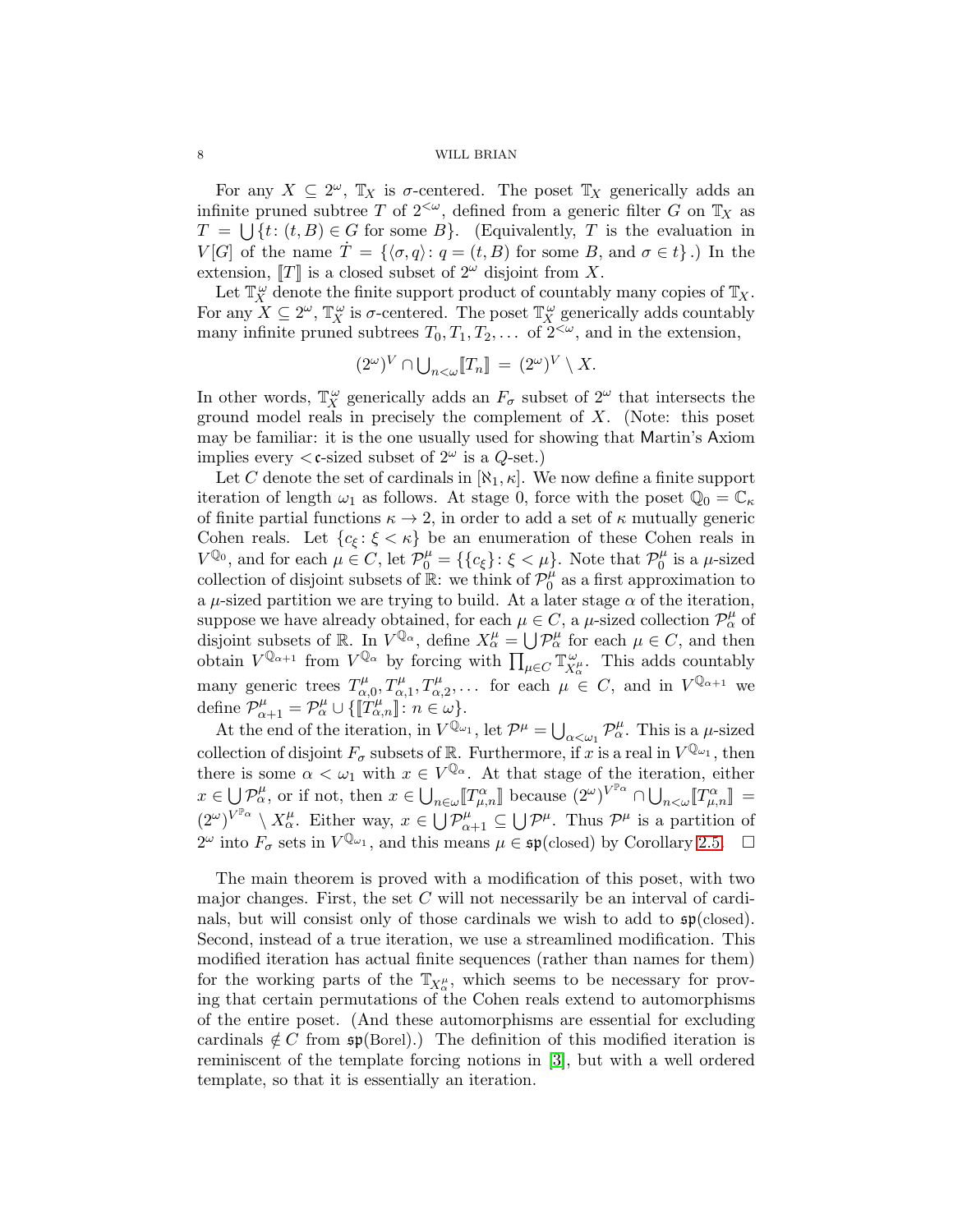For any $X \subseteq 2^\omega$, $\mathbb{T}_X$ is $\sigma$-centered. The poset $\mathbb{T}_X$ generically adds an infinite pruned subtree $T$ of $2^{<\omega}$, defined from a generic filter $G$ on $\mathbb{T}_X$ as $T = \bigcup\{t \colon (t, B) \in G \text{ for some } B\}$. (Equivalently, $T$ is the evaluation in $V[G]$ of the name $\dot{T} = \{\langle \sigma, q\rangle \colon q = (t, B) \text{ for some } B, \text{ and } \sigma \in t\}$.) In the extension, $[\![T]\!]$ is a closed subset of $2^\omega$ disjoint from $X$.

Let $\mathbb{T}_X^\omega$ denote the finite support product of countably many copies of $\mathbb{T}_X$. For any $X \subseteq 2^\omega$, $\mathbb{T}_X^\omega$ is $\sigma$-centered. The poset $\mathbb{T}_X^\omega$ generically adds countably many infinite pruned subtrees $T_0, T_1, T_2, \dots$ of $2^{<\omega}$, and in the extension,

$$(2^\omega)^V \cap \textstyle\bigcup_{n<\omega} [\![T_n]\!] \,=\, (2^\omega)^V \setminus X.$$

In other words, $\mathbb{T}_X^\omega$ generically adds an $F_\sigma$ subset of $2^\omega$ that intersects the ground model reals in precisely the complement of $X$. (Note: this poset may be familiar: it is the one usually used for showing that $\mathsf{Martin's\ Axiom}$ implies every $<\mathfrak{c}$-sized subset of $2^\omega$ is a $Q$-set.)

Let $C$ denote the set of cardinals in $[\aleph_1, \kappa]$. We now define a finite support iteration of length $\omega_1$ as follows. At stage 0, force with the poset $\mathbb{Q}_0 = \mathbb{C}_\kappa$ of finite partial functions $\kappa \to 2$, in order to add a set of $\kappa$ mutually generic Cohen reals. Let $\{c_\xi \colon \xi < \kappa\}$ be an enumeration of these Cohen reals in $V^{\mathbb{Q}_0}$, and for each $\mu \in C$, let $\mathcal{P}_0^\mu = \{\{c_\xi\} \colon \xi < \mu\}$. Note that $\mathcal{P}_0^\mu$ is a $\mu$-sized collection of disjoint subsets of $\mathbb{R}$: we think of $\mathcal{P}_0^\mu$ as a first approximation to a $\mu$-sized partition we are trying to build. At a later stage $\alpha$ of the iteration, suppose we have already obtained, for each $\mu \in C$, a $\mu$-sized collection $\mathcal{P}_\alpha^\mu$ of disjoint subsets of $\mathbb{R}$. In $V^{\mathbb{Q}_\alpha}$, define $X_\alpha^\mu = \bigcup \mathcal{P}_\alpha^\mu$ for each $\mu \in C$, and then obtain $V^{\mathbb{Q}_{\alpha+1}}$ from $V^{\mathbb{Q}_\alpha}$ by forcing with $\prod_{\mu \in C} \mathbb{T}^\omega_{X_\alpha^\mu}$. This adds countably many generic trees $T^\mu_{\alpha,0}, T^\mu_{\alpha,1}, T^\mu_{\alpha,2}, \dots$ for each $\mu \in C$, and in $V^{\mathbb{Q}_{\alpha+1}}$ we define $\mathcal{P}^\mu_{\alpha+1} = \mathcal{P}^\mu_\alpha \cup \{[\![T^\mu_{\alpha,n}]\!] \colon n \in \omega\}$.

At the end of the iteration, in $V^{\mathbb{Q}_{\omega_1}}$, let $\mathcal{P}^\mu = \bigcup_{\alpha<\omega_1} \mathcal{P}^\mu_\alpha$. This is a $\mu$-sized collection of disjoint $F_\sigma$ subsets of $\mathbb{R}$. Furthermore, if $x$ is a real in $V^{\mathbb{Q}_{\omega_1}}$, then there is some $\alpha < \omega_1$ with $x \in V^{\mathbb{Q}_\alpha}$. At that stage of the iteration, either $x \in \bigcup \mathcal{P}^\mu_\alpha$, or if not, then $x \in \bigcup_{n\in\omega} [\![T^\alpha_{\mu,n}]\!]$ because $(2^\omega)^{V^{\mathbb{P}_\alpha}} \cap \bigcup_{n<\omega} [\![T^\alpha_{\mu,n}]\!] = (2^\omega)^{V^{\mathbb{P}_\alpha}} \setminus X^\mu_\alpha$. Either way, $x \in \bigcup \mathcal{P}^\mu_{\alpha+1} \subseteq \bigcup \mathcal{P}^\mu$. Thus $\mathcal{P}^\mu$ is a partition of $2^\omega$ into $F_\sigma$ sets in $V^{\mathbb{Q}_{\omega_1}}$, and this means $\mu \in \mathfrak{sp}(\text{closed})$ by Corollary 2.5. $\square$

The main theorem is proved with a modification of this poset, with two major changes. First, the set $C$ will not necessarily be an interval of cardinals, but will consist only of those cardinals we wish to add to $\mathfrak{sp}(\text{closed})$. Second, instead of a true iteration, we use a streamlined modification. This modified iteration has actual finite sequences (rather than names for them) for the working parts of the $\mathbb{T}_{X^\mu_\alpha}$, which seems to be necessary for proving that certain permutations of the Cohen reals extend to automorphisms of the entire poset. (And these automorphisms are essential for excluding cardinals $\notin C$ from $\mathfrak{sp}(\text{Borel})$.) The definition of this modified iteration is reminiscent of the template forcing notions in [3], but with a well ordered template, so that it is essentially an iteration.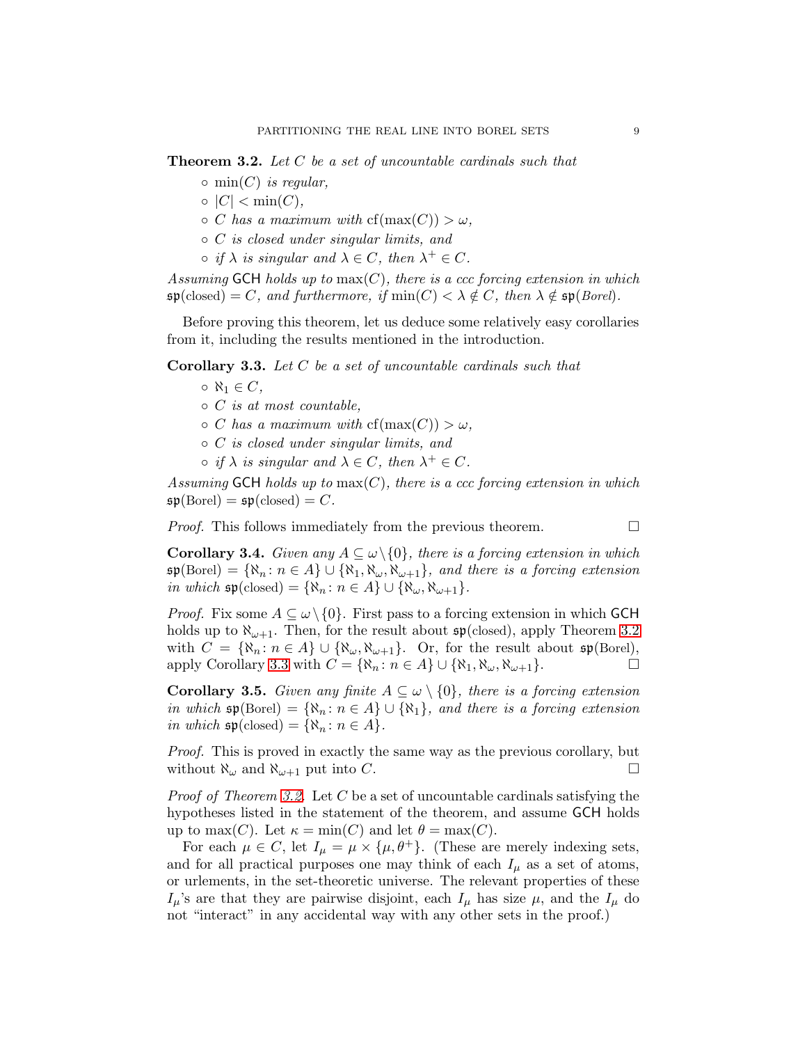**Theorem 3.2.** *Let $C$ be a set of uncountable cardinals such that*

- $\circ$ $\min(C)$ *is regular,*
- $\circ$ $|C| < \min(C)$,
- $\circ$ *$C$ has a maximum with* $\mathrm{cf}(\max(C)) > \omega$,
- $\circ$ *$C$ is closed under singular limits, and*
- $\circ$ *if $\lambda$ is singular and $\lambda \in C$, then $\lambda^+ \in C$.*

*Assuming* $\mathsf{GCH}$ *holds up to* $\max(C)$*, there is a ccc forcing extension in which* $\mathfrak{sp}(\text{closed}) = C$*, and furthermore, if* $\min(C) < \lambda \notin C$*, then* $\lambda \notin \mathfrak{sp}(\text{Borel})$.

Before proving this theorem, let us deduce some relatively easy corollaries from it, including the results mentioned in the introduction.

**Corollary 3.3.** *Let $C$ be a set of uncountable cardinals such that*

- $\circ$ $\aleph_1 \in C$,
- $\circ$ *$C$ is at most countable,*
- $\circ$ *$C$ has a maximum with* $\mathrm{cf}(\max(C)) > \omega$,
- $\circ$ *$C$ is closed under singular limits, and*
- $\circ$ *if $\lambda$ is singular and $\lambda \in C$, then $\lambda^+ \in C$.*

*Assuming* $\mathsf{GCH}$ *holds up to* $\max(C)$*, there is a ccc forcing extension in which* $\mathfrak{sp}(\text{Borel}) = \mathfrak{sp}(\text{closed}) = C$.

*Proof.* This follows immediately from the previous theorem. $\square$

**Corollary 3.4.** *Given any $A \subseteq \omega \setminus \{0\}$, there is a forcing extension in which* $\mathfrak{sp}(\text{Borel}) = \{\aleph_n : n \in A\} \cup \{\aleph_1, \aleph_\omega, \aleph_{\omega+1}\}$*, and there is a forcing extension in which* $\mathfrak{sp}(\text{closed}) = \{\aleph_n : n \in A\} \cup \{\aleph_\omega, \aleph_{\omega+1}\}$.

*Proof.* Fix some $A \subseteq \omega \setminus \{0\}$. First pass to a forcing extension in which $\mathsf{GCH}$ holds up to $\aleph_{\omega+1}$. Then, for the result about $\mathfrak{sp}(\text{closed})$, apply Theorem 3.2 with $C = \{\aleph_n : n \in A\} \cup \{\aleph_\omega, \aleph_{\omega+1}\}$. Or, for the result about $\mathfrak{sp}(\text{Borel})$, apply Corollary 3.3 with $C = \{\aleph_n : n \in A\} \cup \{\aleph_1, \aleph_\omega, \aleph_{\omega+1}\}$. $\square$

**Corollary 3.5.** *Given any finite $A \subseteq \omega \setminus \{0\}$, there is a forcing extension in which* $\mathfrak{sp}(\text{Borel}) = \{\aleph_n : n \in A\} \cup \{\aleph_1\}$*, and there is a forcing extension in which* $\mathfrak{sp}(\text{closed}) = \{\aleph_n : n \in A\}$.

*Proof.* This is proved in exactly the same way as the previous corollary, but without $\aleph_\omega$ and $\aleph_{\omega+1}$ put into $C$. $\square$

*Proof of Theorem 3.2.* Let $C$ be a set of uncountable cardinals satisfying the hypotheses listed in the statement of the theorem, and assume $\mathsf{GCH}$ holds up to $\max(C)$. Let $\kappa = \min(C)$ and let $\theta = \max(C)$.

For each $\mu \in C$, let $I_\mu = \mu \times \{\mu, \theta^+\}$. (These are merely indexing sets, and for all practical purposes one may think of each $I_\mu$ as a set of atoms, or urlements, in the set-theoretic universe. The relevant properties of these $I_\mu$'s are that they are pairwise disjoint, each $I_\mu$ has size $\mu$, and the $I_\mu$ do not "interact" in any accidental way with any other sets in the proof.)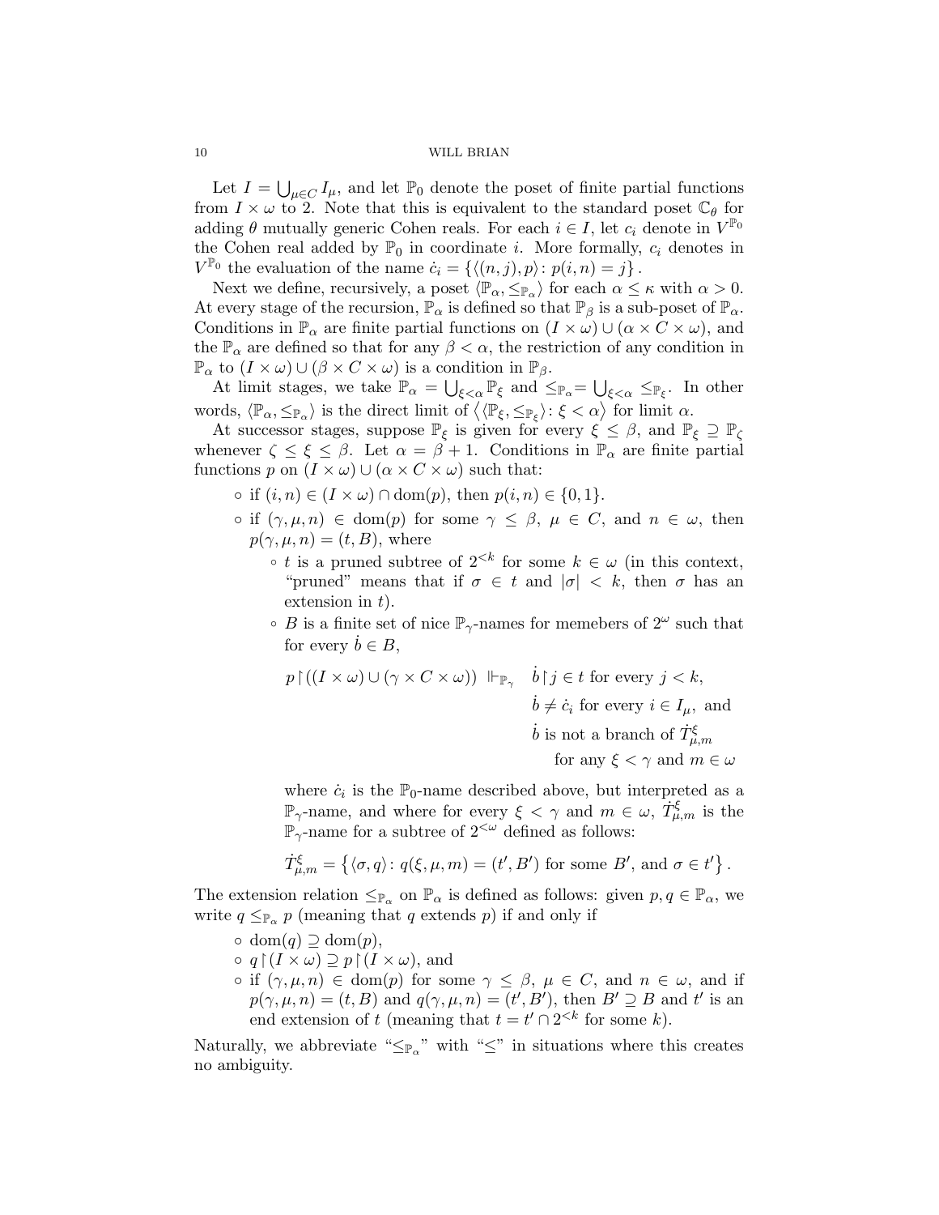Let $I = \bigcup_{\mu \in C} I_\mu$, and let $\mathbb{P}_0$ denote the poset of finite partial functions from $I \times \omega$ to 2. Note that this is equivalent to the standard poset $\mathbb{C}_\theta$ for adding $\theta$ mutually generic Cohen reals. For each $i \in I$, let $c_i$ denote in $V^{\mathbb{P}_0}$ the Cohen real added by $\mathbb{P}_0$ in coordinate $i$. More formally, $c_i$ denotes in $V^{\mathbb{P}_0}$ the evaluation of the name $\dot{c}_i = \{\langle (n,j), p\rangle : p(i,n) = j\}$.

Next we define, recursively, a poset $\langle \mathbb{P}_\alpha, \leq_{\mathbb{P}_\alpha}\rangle$ for each $\alpha \leq \kappa$ with $\alpha > 0$. At every stage of the recursion, $\mathbb{P}_\alpha$ is defined so that $\mathbb{P}_\beta$ is a sub-poset of $\mathbb{P}_\alpha$. Conditions in $\mathbb{P}_\alpha$ are finite partial functions on $(I \times \omega) \cup (\alpha \times C \times \omega)$, and the $\mathbb{P}_\alpha$ are defined so that for any $\beta < \alpha$, the restriction of any condition in $\mathbb{P}_\alpha$ to $(I \times \omega) \cup (\beta \times C \times \omega)$ is a condition in $\mathbb{P}_\beta$.

At limit stages, we take $\mathbb{P}_\alpha = \bigcup_{\xi<\alpha} \mathbb{P}_\xi$ and $\leq_{\mathbb{P}_\alpha} = \bigcup_{\xi<\alpha} \leq_{\mathbb{P}_\xi}$. In other words, $\langle \mathbb{P}_\alpha, \leq_{\mathbb{P}_\alpha}\rangle$ is the direct limit of $\langle \langle \mathbb{P}_\xi, \leq_{\mathbb{P}_\xi}\rangle : \xi < \alpha\rangle$ for limit $\alpha$.

At successor stages, suppose $\mathbb{P}_\xi$ is given for every $\xi \leq \beta$, and $\mathbb{P}_\xi \supseteq \mathbb{P}_\zeta$ whenever $\zeta \leq \xi \leq \beta$. Let $\alpha = \beta + 1$. Conditions in $\mathbb{P}_\alpha$ are finite partial functions $p$ on $(I \times \omega) \cup (\alpha \times C \times \omega)$ such that:

- if $(i,n) \in (I \times \omega) \cap \mathrm{dom}(p)$, then $p(i,n) \in \{0,1\}$.
- if $(\gamma, \mu, n) \in \mathrm{dom}(p)$ for some $\gamma \leq \beta$, $\mu \in C$, and $n \in \omega$, then $p(\gamma,\mu,n) = (t,B)$, where
  - $t$ is a pruned subtree of $2^{<k}$ for some $k \in \omega$ (in this context, "pruned" means that if $\sigma \in t$ and $|\sigma| < k$, then $\sigma$ has an extension in $t$).
  - $B$ is a finite set of nice $\mathbb{P}_\gamma$-names for memebers of $2^\omega$ such that for every $\dot{b} \in B$,

$$p \restriction ((I \times \omega) \cup (\gamma \times C \times \omega)) \Vdash_{\mathbb{P}_\gamma} \quad \begin{array}{l} \dot{b} \restriction j \in t \text{ for every } j < k, \\ \dot{b} \neq \dot{c}_i \text{ for every } i \in I_\mu, \text{ and} \\ \dot{b} \text{ is not a branch of } \dot{T}^\xi_{\mu,m} \\ \qquad \text{for any } \xi < \gamma \text{ and } m \in \omega \end{array}$$

  where $\dot{c}_i$ is the $\mathbb{P}_0$-name described above, but interpreted as a $\mathbb{P}_\gamma$-name, and where for every $\xi < \gamma$ and $m \in \omega$, $\dot{T}^\xi_{\mu,m}$ is the $\mathbb{P}_\gamma$-name for a subtree of $2^{<\omega}$ defined as follows:

$$\dot{T}^\xi_{\mu,m} = \left\{ \langle \sigma, q\rangle : q(\xi,\mu,m) = (t', B') \text{ for some } B', \text{ and } \sigma \in t' \right\}.$$

The extension relation $\leq_{\mathbb{P}_\alpha}$ on $\mathbb{P}_\alpha$ is defined as follows: given $p, q \in \mathbb{P}_\alpha$, we write $q \leq_{\mathbb{P}_\alpha} p$ (meaning that $q$ extends $p$) if and only if

- $\mathrm{dom}(q) \supseteq \mathrm{dom}(p)$,
- $q \restriction (I \times \omega) \supseteq p \restriction (I \times \omega)$, and
- if $(\gamma,\mu,n) \in \mathrm{dom}(p)$ for some $\gamma \leq \beta$, $\mu \in C$, and $n \in \omega$, and if $p(\gamma,\mu,n) = (t,B)$ and $q(\gamma,\mu,n) = (t',B')$, then $B' \supseteq B$ and $t'$ is an end extension of $t$ (meaning that $t = t' \cap 2^{<k}$ for some $k$).

Naturally, we abbreviate "$\leq_{\mathbb{P}_\alpha}$" with "$\leq$" in situations where this creates no ambiguity.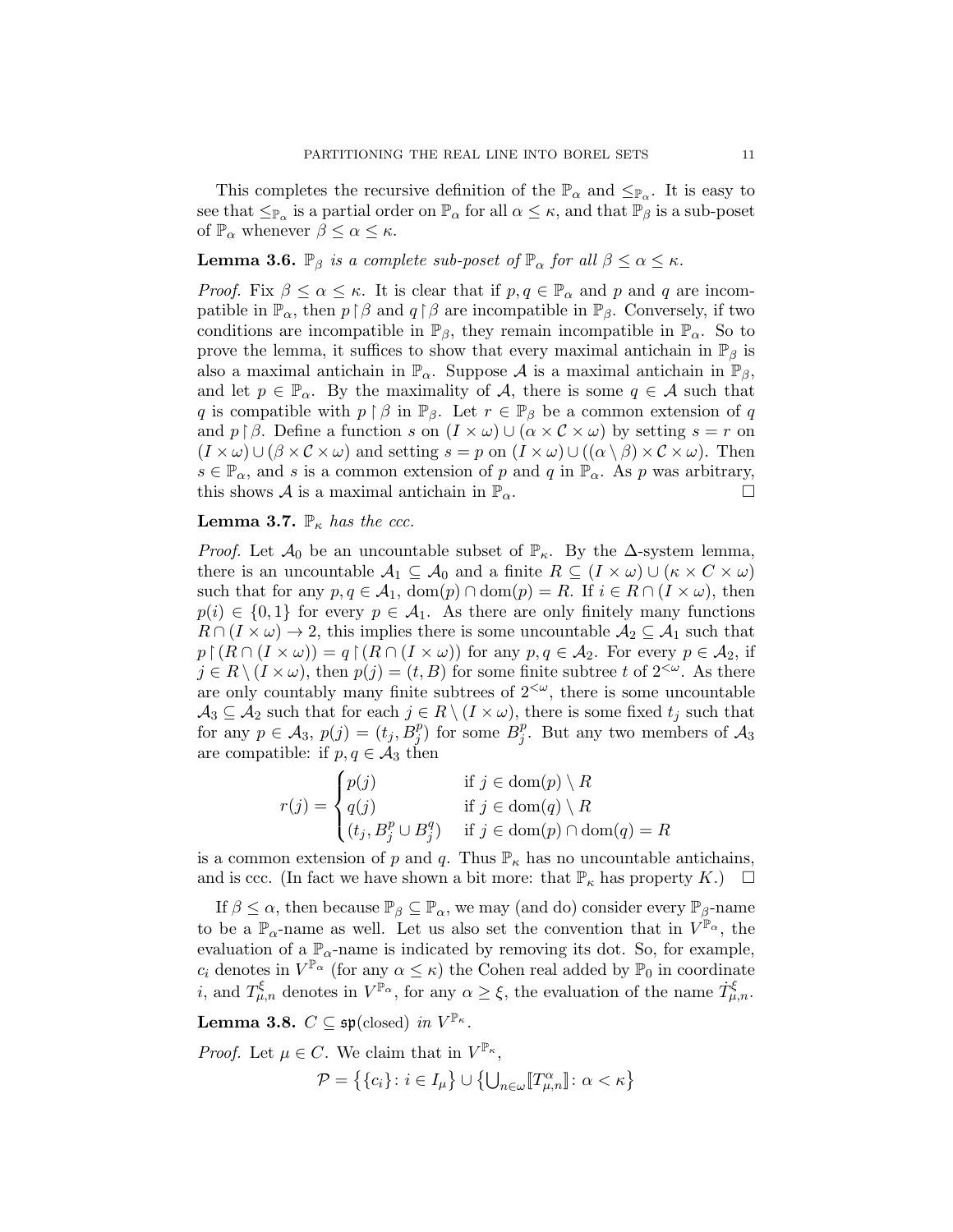This completes the recursive definition of the $\mathbb{P}_\alpha$ and $\leq_{\mathbb{P}_\alpha}$. It is easy to see that $\leq_{\mathbb{P}_\alpha}$ is a partial order on $\mathbb{P}_\alpha$ for all $\alpha \leq \kappa$, and that $\mathbb{P}_\beta$ is a sub-poset of $\mathbb{P}_\alpha$ whenever $\beta \leq \alpha \leq \kappa$.

**Lemma 3.6.** *$\mathbb{P}_\beta$ is a complete sub-poset of $\mathbb{P}_\alpha$ for all $\beta \leq \alpha \leq \kappa$.*

*Proof.* Fix $\beta \leq \alpha \leq \kappa$. It is clear that if $p, q \in \mathbb{P}_\alpha$ and $p$ and $q$ are incompatible in $\mathbb{P}_\alpha$, then $p \restriction \beta$ and $q \restriction \beta$ are incompatible in $\mathbb{P}_\beta$. Conversely, if two conditions are incompatible in $\mathbb{P}_\beta$, they remain incompatible in $\mathbb{P}_\alpha$. So to prove the lemma, it suffices to show that every maximal antichain in $\mathbb{P}_\beta$ is also a maximal antichain in $\mathbb{P}_\alpha$. Suppose $\mathcal{A}$ is a maximal antichain in $\mathbb{P}_\beta$, and let $p \in \mathbb{P}_\alpha$. By the maximality of $\mathcal{A}$, there is some $q \in \mathcal{A}$ such that $q$ is compatible with $p \restriction \beta$ in $\mathbb{P}_\beta$. Let $r \in \mathbb{P}_\beta$ be a common extension of $q$ and $p \restriction \beta$. Define a function $s$ on $(I \times \omega) \cup (\alpha \times \mathcal{C} \times \omega)$ by setting $s = r$ on $(I \times \omega) \cup (\beta \times \mathcal{C} \times \omega)$ and setting $s = p$ on $(I \times \omega) \cup ((\alpha \setminus \beta) \times \mathcal{C} \times \omega)$. Then $s \in \mathbb{P}_\alpha$, and $s$ is a common extension of $p$ and $q$ in $\mathbb{P}_\alpha$. As $p$ was arbitrary, this shows $\mathcal{A}$ is a maximal antichain in $\mathbb{P}_\alpha$. $\square$

**Lemma 3.7.** *$\mathbb{P}_\kappa$ has the ccc.*

*Proof.* Let $\mathcal{A}_0$ be an uncountable subset of $\mathbb{P}_\kappa$. By the $\Delta$-system lemma, there is an uncountable $\mathcal{A}_1 \subseteq \mathcal{A}_0$ and a finite $R \subseteq (I \times \omega) \cup (\kappa \times C \times \omega)$ such that for any $p, q \in \mathcal{A}_1$, $\mathrm{dom}(p) \cap \mathrm{dom}(p) = R$. If $i \in R \cap (I \times \omega)$, then $p(i) \in \{0, 1\}$ for every $p \in \mathcal{A}_1$. As there are only finitely many functions $R \cap (I \times \omega) \to 2$, this implies there is some uncountable $\mathcal{A}_2 \subseteq \mathcal{A}_1$ such that $p \restriction (R \cap (I \times \omega)) = q \restriction (R \cap (I \times \omega))$ for any $p, q \in \mathcal{A}_2$. For every $p \in \mathcal{A}_2$, if $j \in R \setminus (I \times \omega)$, then $p(j) = (t, B)$ for some finite subtree $t$ of $2^{<\omega}$. As there are only countably many finite subtrees of $2^{<\omega}$, there is some uncountable $\mathcal{A}_3 \subseteq \mathcal{A}_2$ such that for each $j \in R \setminus (I \times \omega)$, there is some fixed $t_j$ such that for any $p \in \mathcal{A}_3$, $p(j) = (t_j, B^p_j)$ for some $B^p_j$. But any two members of $\mathcal{A}_3$ are compatible: if $p, q \in \mathcal{A}_3$ then

$$r(j) = \begin{cases} p(j) & \text{if } j \in \mathrm{dom}(p) \setminus R \\ q(j) & \text{if } j \in \mathrm{dom}(q) \setminus R \\ (t_j, B^p_j \cup B^q_j) & \text{if } j \in \mathrm{dom}(p) \cap \mathrm{dom}(q) = R \end{cases}$$

is a common extension of $p$ and $q$. Thus $\mathbb{P}_\kappa$ has no uncountable antichains, and is ccc. (In fact we have shown a bit more: that $\mathbb{P}_\kappa$ has property $K$.) $\square$

If $\beta \leq \alpha$, then because $\mathbb{P}_\beta \subseteq \mathbb{P}_\alpha$, we may (and do) consider every $\mathbb{P}_\beta$-name to be a $\mathbb{P}_\alpha$-name as well. Let us also set the convention that in $V^{\mathbb{P}_\alpha}$, the evaluation of a $\mathbb{P}_\alpha$-name is indicated by removing its dot. So, for example, $c_i$ denotes in $V^{\mathbb{P}_\alpha}$ (for any $\alpha \leq \kappa$) the Cohen real added by $\mathbb{P}_0$ in coordinate $i$, and $T^\xi_{\mu,n}$ denotes in $V^{\mathbb{P}_\alpha}$, for any $\alpha \geq \xi$, the evaluation of the name $\dot{T}^\xi_{\mu,n}$.

**Lemma 3.8.** *$C \subseteq \mathfrak{sp}(\text{closed})$ in $V^{\mathbb{P}_\kappa}$.*

*Proof.* Let $\mu \in C$. We claim that in $V^{\mathbb{P}_\kappa}$,

$$\mathcal{P} = \big\{\{c_i\} \colon i \in I_\mu\big\} \cup \big\{\textstyle\bigcup_{n \in \omega} [\![T^\alpha_{\mu,n}]\!] \colon \alpha < \kappa\big\}$$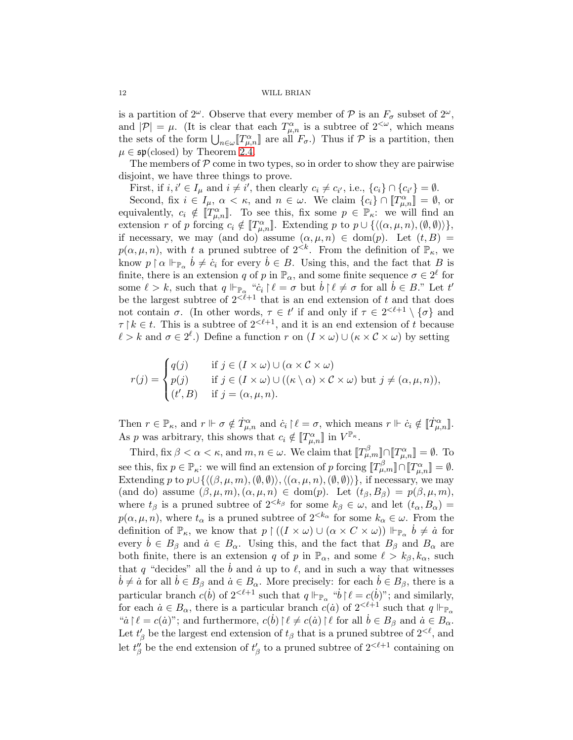is a partition of $2^\omega$. Observe that every member of $\mathcal{P}$ is an $F_\sigma$ subset of $2^\omega$, and $|\mathcal{P}| = \mu$. (It is clear that each $T^\alpha_{\mu,n}$ is a subtree of $2^{<\omega}$, which means the sets of the form $\bigcup_{n\in\omega}[\![T^\alpha_{\mu,n}]\!]$ are all $F_\sigma$.) Thus if $\mathcal{P}$ is a partition, then $\mu \in \mathfrak{sp}(\text{closed})$ by Theorem 2.4.

The members of $\mathcal{P}$ come in two types, so in order to show they are pairwise disjoint, we have three things to prove.

First, if $i, i' \in I_\mu$ and $i \neq i'$, then clearly $c_i \neq c_{i'}$, i.e., $\{c_i\} \cap \{c_{i'}\} = \emptyset$.

Second, fix $i \in I_\mu$, $\alpha < \kappa$, and $n \in \omega$. We claim $\{c_i\} \cap [\![T^\alpha_{\mu,n}]\!] = \emptyset$, or equivalently, $c_i \notin [\![T^\alpha_{\mu,n}]\!]$. To see this, fix some $p \in \mathbb{P}_\kappa$: we will find an extension $r$ of $p$ forcing $c_i \notin [\![T^\alpha_{\mu,n}]\!]$. Extending $p$ to $p \cup \{\langle(\alpha,\mu,n),(\emptyset,\emptyset)\rangle\}$, if necessary, we may (and do) assume $(\alpha,\mu,n) \in \mathrm{dom}(p)$. Let $(t,B) = p(\alpha,\mu,n)$, with $t$ a pruned subtree of $2^{<k}$. From the definition of $\mathbb{P}_\kappa$, we know $p \restriction \alpha \Vdash_{\mathbb{P}_\alpha} \dot{b} \neq \dot{c}_i$ for every $\dot{b} \in B$. Using this, and the fact that $B$ is finite, there is an extension $q$ of $p$ in $\mathbb{P}_\alpha$, and some finite sequence $\sigma \in 2^\ell$ for some $\ell > k$, such that $q \Vdash_{\mathbb{P}_\alpha}$ "$\dot{c}_i \restriction \ell = \sigma$ but $\dot{b} \restriction \ell \neq \sigma$ for all $\dot{b} \in B$." Let $t'$ be the largest subtree of $2^{<\ell+1}$ that is an end extension of $t$ and that does not contain $\sigma$. (In other words, $\tau \in t'$ if and only if $\tau \in 2^{<\ell+1} \setminus \{\sigma\}$ and $\tau \restriction k \in t$. This is a subtree of $2^{<\ell+1}$, and it is an end extension of $t$ because $\ell > k$ and $\sigma \in 2^\ell$.) Define a function $r$ on $(I \times \omega) \cup (\kappa \times \mathcal{C} \times \omega)$ by setting

$$r(j) = \begin{cases} q(j) & \text{if } j \in (I \times \omega) \cup (\alpha \times \mathcal{C} \times \omega) \\ p(j) & \text{if } j \in (I \times \omega) \cup ((\kappa \setminus \alpha) \times \mathcal{C} \times \omega) \text{ but } j \neq (\alpha,\mu,n)), \\ (t', B) & \text{if } j = (\alpha,\mu,n). \end{cases}$$

Then $r \in \mathbb{P}_\kappa$, and $r \Vdash \sigma \notin \dot{T}^\alpha_{\mu,n}$ and $\dot{c}_i \restriction \ell = \sigma$, which means $r \Vdash \dot{c}_i \notin [\![\dot{T}^\alpha_{\mu,n}]\!]$. As $p$ was arbitrary, this shows that $c_i \notin [\![T^\alpha_{\mu,n}]\!]$ in $V^{\mathbb{P}_\kappa}$.

Third, fix $\beta < \alpha < \kappa$, and $m, n \in \omega$. We claim that $[\![T^\beta_{\mu,m}]\!] \cap [\![T^\alpha_{\mu,n}]\!] = \emptyset$. To see this, fix $p \in \mathbb{P}_\kappa$: we will find an extension of $p$ forcing $[\![T^\beta_{\mu,m}]\!] \cap [\![T^\alpha_{\mu,n}]\!] = \emptyset$. Extending $p$ to $p \cup \{\langle(\beta,\mu,m),(\emptyset,\emptyset)\rangle, \langle(\alpha,\mu,n),(\emptyset,\emptyset)\rangle\}$, if necessary, we may (and do) assume $(\beta,\mu,m), (\alpha,\mu,n) \in \mathrm{dom}(p)$. Let $(t_\beta, B_\beta) = p(\beta,\mu,m)$, where $t_\beta$ is a pruned subtree of $2^{<k_\beta}$ for some $k_\beta \in \omega$, and let $(t_\alpha, B_\alpha) = p(\alpha,\mu,n)$, where $t_\alpha$ is a pruned subtree of $2^{<k_\alpha}$ for some $k_\alpha \in \omega$. From the definition of $\mathbb{P}_\kappa$, we know that $p \restriction ((I \times \omega) \cup (\alpha \times C \times \omega)) \Vdash_{\mathbb{P}_\alpha} \dot{b} \neq \dot{a}$ for every $\dot{b} \in B_\beta$ and $\dot{a} \in B_\alpha$. Using this, and the fact that $B_\beta$ and $B_\alpha$ are both finite, there is an extension $q$ of $p$ in $\mathbb{P}_\alpha$, and some $\ell > k_\beta, k_\alpha$, such that $q$ "decides" all the $\dot{b}$ and $\dot{a}$ up to $\ell$, and in such a way that witnesses $\dot{b} \neq \dot{a}$ for all $\dot{b} \in B_\beta$ and $\dot{a} \in B_\alpha$. More precisely: for each $\dot{b} \in B_\beta$, there is a particular branch $c(\dot{b})$ of $2^{<\ell+1}$ such that $q \Vdash_{\mathbb{P}_\alpha}$ "$\dot{b} \restriction \ell = c(\dot{b})$"; and similarly, for each $\dot{a} \in B_\alpha$, there is a particular branch $c(\dot{a})$ of $2^{<\ell+1}$ such that $q \Vdash_{\mathbb{P}_\alpha}$ "$\dot{a} \restriction \ell = c(\dot{a})$"; and furthermore, $c(\dot{b}) \restriction \ell \neq c(\dot{a}) \restriction \ell$ for all $\dot{b} \in B_\beta$ and $\dot{a} \in B_\alpha$. Let $t'_\beta$ be the largest end extension of $t_\beta$ that is a pruned subtree of $2^{<\ell}$, and let $t''_\beta$ be the end extension of $t'_\beta$ to a pruned subtree of $2^{<\ell+1}$ containing on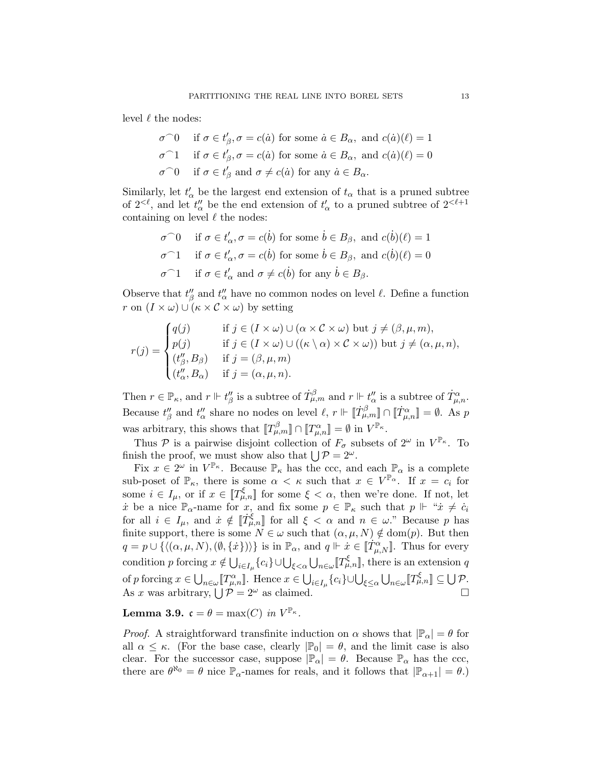level $\ell$ the nodes:

$$\sigma^\frown 0 \quad \text{if } \sigma \in t'_\beta, \sigma = c(\dot{a}) \text{ for some } \dot{a} \in B_\alpha, \text{ and } c(\dot{a})(\ell) = 1$$

$$\sigma^\frown 1 \quad \text{if } \sigma \in t'_\beta, \sigma = c(\dot{a}) \text{ for some } \dot{a} \in B_\alpha, \text{ and } c(\dot{a})(\ell) = 0$$

$$\sigma^\frown 0 \quad \text{if } \sigma \in t'_\beta \text{ and } \sigma \neq c(\dot{a}) \text{ for any } \dot{a} \in B_\alpha.$$

Similarly, let $t'_\alpha$ be the largest end extension of $t_\alpha$ that is a pruned subtree of $2^{<\ell}$, and let $t''_\alpha$ be the end extension of $t'_\alpha$ to a pruned subtree of $2^{<\ell+1}$ containing on level $\ell$ the nodes:

$$\sigma^\frown 0 \quad \text{if } \sigma \in t'_\alpha, \sigma = c(\dot{b}) \text{ for some } \dot{b} \in B_\beta, \text{ and } c(\dot{b})(\ell) = 1$$

$$\sigma^\frown 1 \quad \text{if } \sigma \in t'_\alpha, \sigma = c(\dot{b}) \text{ for some } \dot{b} \in B_\beta, \text{ and } c(\dot{b})(\ell) = 0$$

$$\sigma^\frown 1 \quad \text{if } \sigma \in t'_\alpha \text{ and } \sigma \neq c(\dot{b}) \text{ for any } \dot{b} \in B_\beta.$$

Observe that $t''_\beta$ and $t''_\alpha$ have no common nodes on level $\ell$. Define a function $r$ on $(I \times \omega) \cup (\kappa \times \mathcal{C} \times \omega)$ by setting

$$r(j) = \begin{cases} q(j) & \text{if } j \in (I \times \omega) \cup (\alpha \times \mathcal{C} \times \omega) \text{ but } j \neq (\beta, \mu, m), \\ p(j) & \text{if } j \in (I \times \omega) \cup ((\kappa \setminus \alpha) \times \mathcal{C} \times \omega)) \text{ but } j \neq (\alpha, \mu, n), \\ (t''_\beta, B_\beta) & \text{if } j = (\beta, \mu, m) \\ (t''_\alpha, B_\alpha) & \text{if } j = (\alpha, \mu, n). \end{cases}$$

Then $r \in \mathbb{P}_\kappa$, and $r \Vdash t''_\beta$ is a subtree of $\dot{T}^\beta_{\mu,m}$ and $r \Vdash t''_\alpha$ is a subtree of $\dot{T}^\alpha_{\mu,n}$. Because $t''_\beta$ and $t''_\alpha$ share no nodes on level $\ell$, $r \Vdash [\![\dot{T}^\beta_{\mu,m}]\!] \cap [\![\dot{T}^\alpha_{\mu,n}]\!] = \emptyset$. As $p$ was arbitrary, this shows that $[\![T^\beta_{\mu,m}]\!] \cap [\![T^\alpha_{\mu,n}]\!] = \emptyset$ in $V^{\mathbb{P}_\kappa}$.

Thus $\mathcal{P}$ is a pairwise disjoint collection of $F_\sigma$ subsets of $2^\omega$ in $V^{\mathbb{P}_\kappa}$. To finish the proof, we must show also that $\bigcup \mathcal{P} = 2^\omega$.

Fix $x \in 2^\omega$ in $V^{\mathbb{P}_\kappa}$. Because $\mathbb{P}_\kappa$ has the ccc, and each $\mathbb{P}_\alpha$ is a complete sub-poset of $\mathbb{P}_\kappa$, there is some $\alpha < \kappa$ such that $x \in V^{\mathbb{P}_\alpha}$. If $x = c_i$ for some $i \in I_\mu$, or if $x \in [\![T^\xi_{\mu,n}]\!]$ for some $\xi < \alpha$, then we're done. If not, let $\dot{x}$ be a nice $\mathbb{P}_\alpha$-name for $x$, and fix some $p \in \mathbb{P}_\kappa$ such that $p \Vdash$ "$\dot{x} \neq \dot{c}_i$ for all $i \in I_\mu$, and $\dot{x} \notin [\![\dot{T}^\xi_{\mu,n}]\!]$ for all $\xi < \alpha$ and $n \in \omega$." Because $p$ has finite support, there is some $N \in \omega$ such that $(\alpha, \mu, N) \notin \mathrm{dom}(p)$. But then $q = p \cup \{\langle(\alpha, \mu, N), (\emptyset, \{\dot{x}\})\rangle\}$ is in $\mathbb{P}_\alpha$, and $q \Vdash \dot{x} \in [\![\dot{T}^\alpha_{\mu,N}]\!]$. Thus for every condition $p$ forcing $x \notin \bigcup_{i \in I_\mu}\{c_i\} \cup \bigcup_{\xi<\alpha}\bigcup_{n\in\omega}[\![T^\xi_{\mu,n}]\!]$, there is an extension $q$ of $p$ forcing $x \in \bigcup_{n\in\omega}[\![T^\alpha_{\mu,n}]\!]$. Hence $x \in \bigcup_{i\in I_\mu}\{c_i\} \cup \bigcup_{\xi\leq\alpha}\bigcup_{n\in\omega}[\![T^\xi_{\mu,n}]\!] \subseteq \bigcup \mathcal{P}$. As $x$ was arbitrary, $\bigcup \mathcal{P} = 2^\omega$ as claimed. $\square$

**Lemma 3.9.** *$\mathfrak{c} = \theta = \max(C)$ in $V^{\mathbb{P}_\kappa}$.*

*Proof.* A straightforward transfinite induction on $\alpha$ shows that $|\mathbb{P}_\alpha| = \theta$ for all $\alpha \leq \kappa$. (For the base case, clearly $|\mathbb{P}_0| = \theta$, and the limit case is also clear. For the successor case, suppose $|\mathbb{P}_\alpha| = \theta$. Because $\mathbb{P}_\alpha$ has the ccc, there are $\theta^{\aleph_0} = \theta$ nice $\mathbb{P}_\alpha$-names for reals, and it follows that $|\mathbb{P}_{\alpha+1}| = \theta$.)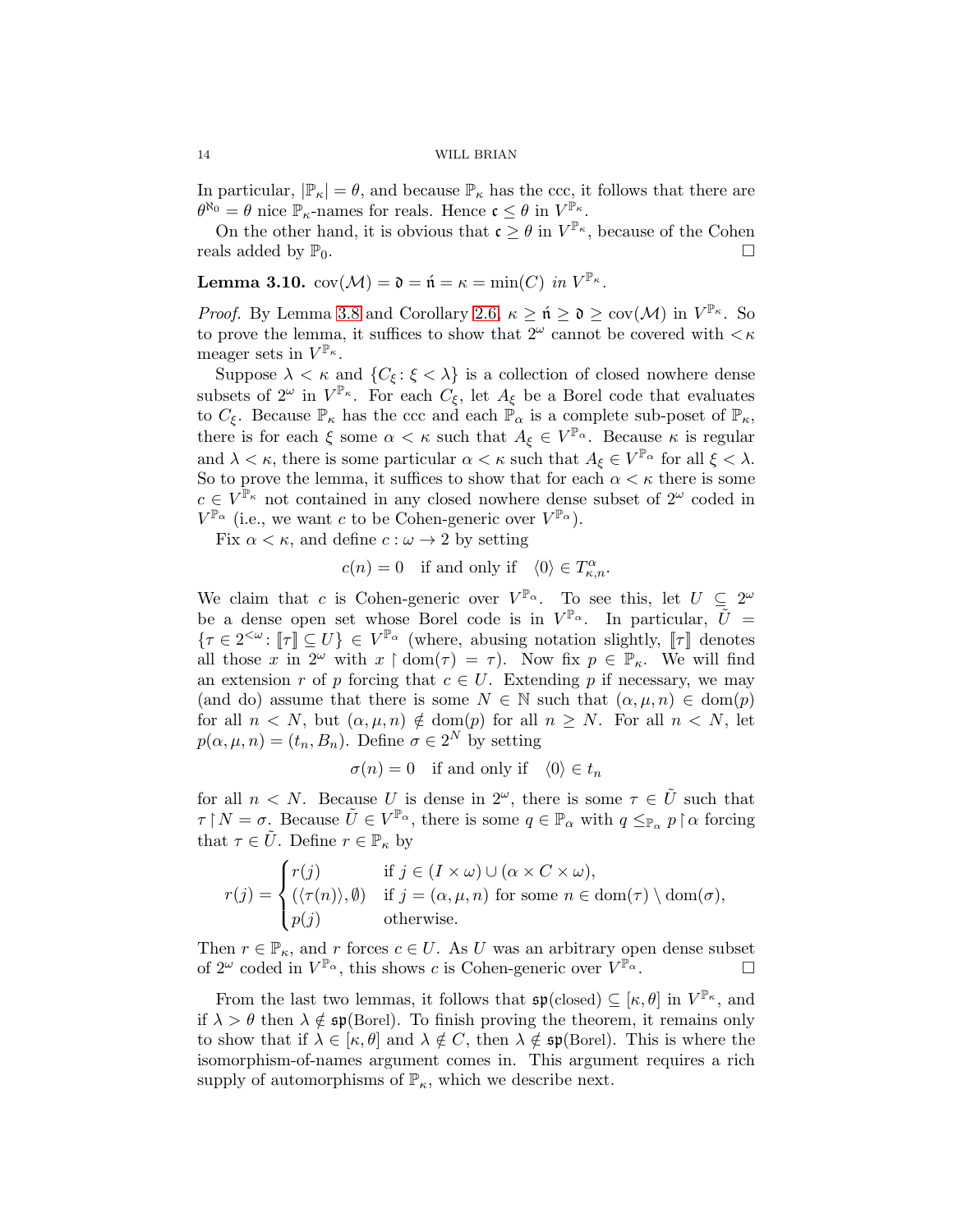In particular, $|\mathbb{P}_\kappa| = \theta$, and because $\mathbb{P}_\kappa$ has the ccc, it follows that there are $\theta^{\aleph_0} = \theta$ nice $\mathbb{P}_\kappa$-names for reals. Hence $\mathfrak{c} \leq \theta$ in $V^{\mathbb{P}_\kappa}$.

On the other hand, it is obvious that $\mathfrak{c} \geq \theta$ in $V^{\mathbb{P}_\kappa}$, because of the Cohen reals added by $\mathbb{P}_0$. $\square$

**Lemma 3.10.** $\mathrm{cov}(\mathcal{M}) = \mathfrak{d} = \acute{\mathfrak{n}} = \kappa = \min(C)$ *in* $V^{\mathbb{P}_\kappa}$.

*Proof.* By Lemma 3.8 and Corollary 2.6, $\kappa \geq \acute{\mathfrak{n}} \geq \mathfrak{d} \geq \mathrm{cov}(\mathcal{M})$ in $V^{\mathbb{P}_\kappa}$. So to prove the lemma, it suffices to show that $2^\omega$ cannot be covered with $<\kappa$ meager sets in $V^{\mathbb{P}_\kappa}$.

Suppose $\lambda < \kappa$ and $\{C_\xi \colon \xi < \lambda\}$ is a collection of closed nowhere dense subsets of $2^\omega$ in $V^{\mathbb{P}_\kappa}$. For each $C_\xi$, let $A_\xi$ be a Borel code that evaluates to $C_\xi$. Because $\mathbb{P}_\kappa$ has the ccc and each $\mathbb{P}_\alpha$ is a complete sub-poset of $\mathbb{P}_\kappa$, there is for each $\xi$ some $\alpha < \kappa$ such that $A_\xi \in V^{\mathbb{P}_\alpha}$. Because $\kappa$ is regular and $\lambda < \kappa$, there is some particular $\alpha < \kappa$ such that $A_\xi \in V^{\mathbb{P}_\alpha}$ for all $\xi < \lambda$. So to prove the lemma, it suffices to show that for each $\alpha < \kappa$ there is some $c \in V^{\mathbb{P}_\kappa}$ not contained in any closed nowhere dense subset of $2^\omega$ coded in $V^{\mathbb{P}_\alpha}$ (i.e., we want $c$ to be Cohen-generic over $V^{\mathbb{P}_\alpha}$).

Fix $\alpha < \kappa$, and define $c : \omega \to 2$ by setting

$$c(n) = 0 \quad \text{if and only if} \quad \langle 0 \rangle \in T^\alpha_{\kappa,n}.$$

We claim that $c$ is Cohen-generic over $V^{\mathbb{P}_\alpha}$. To see this, let $U \subseteq 2^\omega$ be a dense open set whose Borel code is in $V^{\mathbb{P}_\alpha}$. In particular, $\tilde{U} = \{\tau \in 2^{<\omega} \colon [\![\tau]\!] \subseteq U\} \in V^{\mathbb{P}_\alpha}$ (where, abusing notation slightly, $[\![\tau]\!]$ denotes all those $x$ in $2^\omega$ with $x \restriction \mathrm{dom}(\tau) = \tau$). Now fix $p \in \mathbb{P}_\kappa$. We will find an extension $r$ of $p$ forcing that $c \in U$. Extending $p$ if necessary, we may (and do) assume that there is some $N \in \mathbb{N}$ such that $(\alpha, \mu, n) \in \mathrm{dom}(p)$ for all $n < N$, but $(\alpha, \mu, n) \notin \mathrm{dom}(p)$ for all $n \geq N$. For all $n < N$, let $p(\alpha, \mu, n) = (t_n, B_n)$. Define $\sigma \in 2^N$ by setting

$$\sigma(n) = 0 \quad \text{if and only if} \quad \langle 0 \rangle \in t_n$$

for all $n < N$. Because $U$ is dense in $2^\omega$, there is some $\tau \in \tilde{U}$ such that $\tau \restriction N = \sigma$. Because $\tilde{U} \in V^{\mathbb{P}_\alpha}$, there is some $q \in \mathbb{P}_\alpha$ with $q \leq_{\mathbb{P}_\alpha} p \restriction \alpha$ forcing that $\tau \in \tilde{U}$. Define $r \in \mathbb{P}_\kappa$ by

$$r(j) = \begin{cases} r(j) & \text{if } j \in (I \times \omega) \cup (\alpha \times C \times \omega), \\ (\langle \tau(n) \rangle, \emptyset) & \text{if } j = (\alpha, \mu, n) \text{ for some } n \in \mathrm{dom}(\tau) \setminus \mathrm{dom}(\sigma), \\ p(j) & \text{otherwise.} \end{cases}$$

Then $r \in \mathbb{P}_\kappa$, and $r$ forces $c \in U$. As $U$ was an arbitrary open dense subset of $2^\omega$ coded in $V^{\mathbb{P}_\alpha}$, this shows $c$ is Cohen-generic over $V^{\mathbb{P}_\alpha}$. $\square$

From the last two lemmas, it follows that $\mathfrak{sp}(\text{closed}) \subseteq [\kappa, \theta]$ in $V^{\mathbb{P}_\kappa}$, and if $\lambda > \theta$ then $\lambda \notin \mathfrak{sp}(\text{Borel})$. To finish proving the theorem, it remains only to show that if $\lambda \in [\kappa, \theta]$ and $\lambda \notin C$, then $\lambda \notin \mathfrak{sp}(\text{Borel})$. This is where the isomorphism-of-names argument comes in. This argument requires a rich supply of automorphisms of $\mathbb{P}_\kappa$, which we describe next.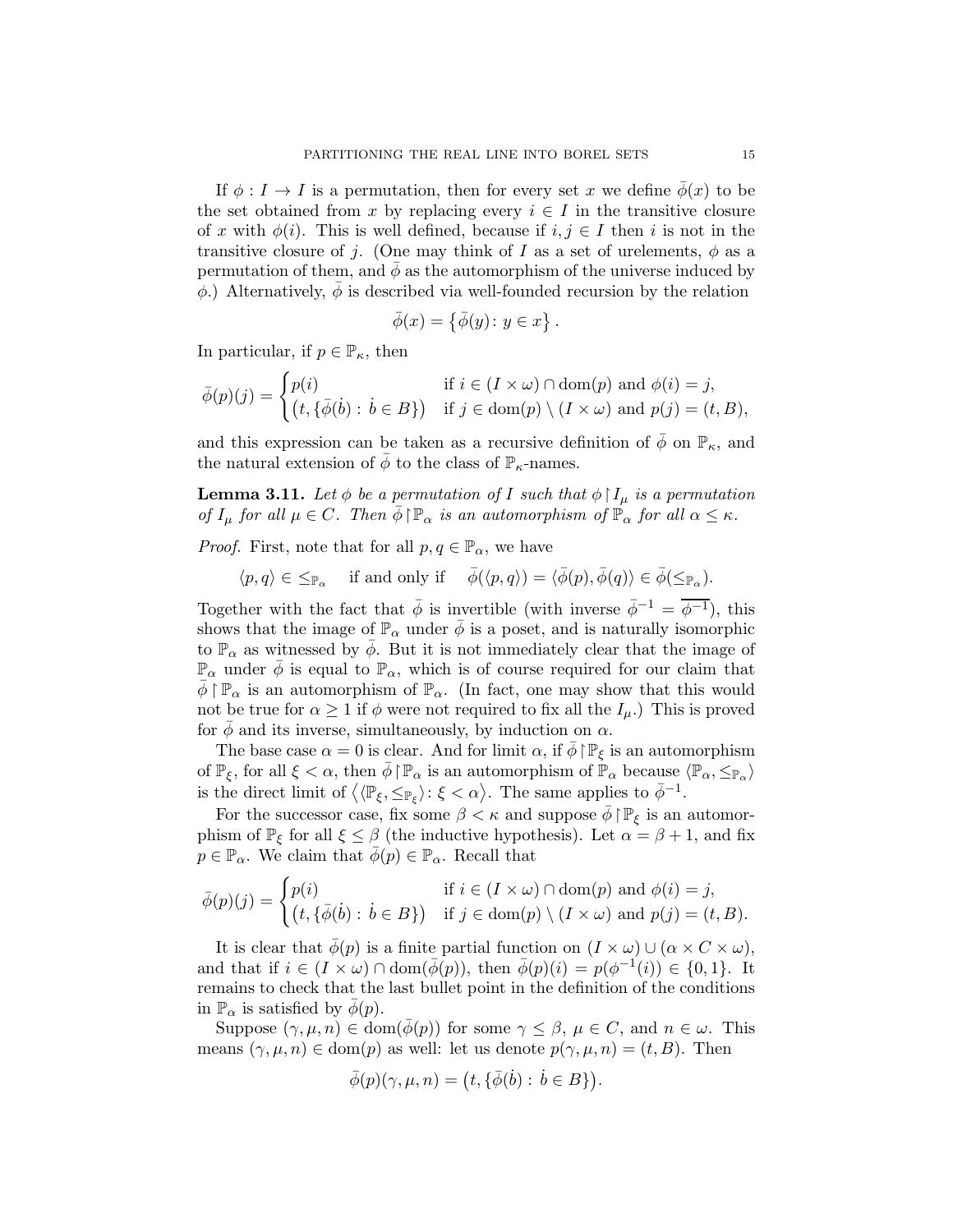If $\phi : I \to I$ is a permutation, then for every set $x$ we define $\bar{\phi}(x)$ to be the set obtained from $x$ by replacing every $i \in I$ in the transitive closure of $x$ with $\phi(i)$. This is well defined, because if $i, j \in I$ then $i$ is not in the transitive closure of $j$. (One may think of $I$ as a set of urelements, $\phi$ as a permutation of them, and $\bar{\phi}$ as the automorphism of the universe induced by $\phi$.) Alternatively, $\bar{\phi}$ is described via well-founded recursion by the relation

$$\bar{\phi}(x) = \left\{ \bar{\phi}(y) \colon y \in x \right\}.$$

In particular, if $p \in \mathbb{P}_\kappa$, then

$$\bar{\phi}(p)(j) = \begin{cases} p(i) & \text{if } i \in (I \times \omega) \cap \operatorname{dom}(p) \text{ and } \phi(i) = j, \\ \big(t, \{\bar{\phi}(\dot{b}) : \dot{b} \in B\}\big) & \text{if } j \in \operatorname{dom}(p) \setminus (I \times \omega) \text{ and } p(j) = (t, B), \end{cases}$$

and this expression can be taken as a recursive definition of $\bar{\phi}$ on $\mathbb{P}_\kappa$, and the natural extension of $\bar{\phi}$ to the class of $\mathbb{P}_\kappa$-names.

**Lemma 3.11.** *Let $\phi$ be a permutation of $I$ such that $\phi \restriction I_\mu$ is a permutation of $I_\mu$ for all $\mu \in C$. Then $\bar{\phi} \restriction \mathbb{P}_\alpha$ is an automorphism of $\mathbb{P}_\alpha$ for all $\alpha \leq \kappa$.*

*Proof.* First, note that for all $p, q \in \mathbb{P}_\alpha$, we have

$$\langle p, q \rangle \in \leq_{\mathbb{P}_\alpha} \quad \text{if and only if} \quad \bar{\phi}(\langle p, q \rangle) = \langle \bar{\phi}(p), \bar{\phi}(q) \rangle \in \bar{\phi}(\leq_{\mathbb{P}_\alpha}).$$

Together with the fact that $\bar{\phi}$ is invertible (with inverse $\bar{\phi}^{-1} = \overline{\phi^{-1}}$), this shows that the image of $\mathbb{P}_\alpha$ under $\bar{\phi}$ is a poset, and is naturally isomorphic to $\mathbb{P}_\alpha$ as witnessed by $\bar{\phi}$. But it is not immediately clear that the image of $\mathbb{P}_\alpha$ under $\bar{\phi}$ is equal to $\mathbb{P}_\alpha$, which is of course required for our claim that $\bar{\phi} \restriction \mathbb{P}_\alpha$ is an automorphism of $\mathbb{P}_\alpha$. (In fact, one may show that this would not be true for $\alpha \geq 1$ if $\phi$ were not required to fix all the $I_\mu$.) This is proved for $\bar{\phi}$ and its inverse, simultaneously, by induction on $\alpha$.

The base case $\alpha = 0$ is clear. And for limit $\alpha$, if $\bar{\phi} \restriction \mathbb{P}_\xi$ is an automorphism of $\mathbb{P}_\xi$, for all $\xi < \alpha$, then $\bar{\phi} \restriction \mathbb{P}_\alpha$ is an automorphism of $\mathbb{P}_\alpha$ because $\langle \mathbb{P}_\alpha, \leq_{\mathbb{P}_\alpha} \rangle$ is the direct limit of $\big\langle \langle \mathbb{P}_\xi, \leq_{\mathbb{P}_\xi} \rangle \colon \xi < \alpha \big\rangle$. The same applies to $\bar{\phi}^{-1}$.

For the successor case, fix some $\beta < \kappa$ and suppose $\bar{\phi} \restriction \mathbb{P}_\xi$ is an automorphism of $\mathbb{P}_\xi$ for all $\xi \leq \beta$ (the inductive hypothesis). Let $\alpha = \beta + 1$, and fix $p \in \mathbb{P}_\alpha$. We claim that $\bar{\phi}(p) \in \mathbb{P}_\alpha$. Recall that

$$\bar{\phi}(p)(j) = \begin{cases} p(i) & \text{if } i \in (I \times \omega) \cap \operatorname{dom}(p) \text{ and } \phi(i) = j, \\ \big(t, \{\bar{\phi}(\dot{b}) : \dot{b} \in B\}\big) & \text{if } j \in \operatorname{dom}(p) \setminus (I \times \omega) \text{ and } p(j) = (t, B). \end{cases}$$

It is clear that $\bar{\phi}(p)$ is a finite partial function on $(I \times \omega) \cup (\alpha \times C \times \omega)$, and that if $i \in (I \times \omega) \cap \operatorname{dom}(\bar{\phi}(p))$, then $\bar{\phi}(p)(i) = p(\phi^{-1}(i)) \in \{0, 1\}$. It remains to check that the last bullet point in the definition of the conditions in $\mathbb{P}_\alpha$ is satisfied by $\bar{\phi}(p)$.

Suppose $(\gamma, \mu, n) \in \operatorname{dom}(\bar{\phi}(p))$ for some $\gamma \leq \beta$, $\mu \in C$, and $n \in \omega$. This means $(\gamma, \mu, n) \in \operatorname{dom}(p)$ as well: let us denote $p(\gamma, \mu, n) = (t, B)$. Then

$$\bar{\phi}(p)(\gamma, \mu, n) = \big(t, \{\bar{\phi}(\dot{b}) : \dot{b} \in B\}\big).$$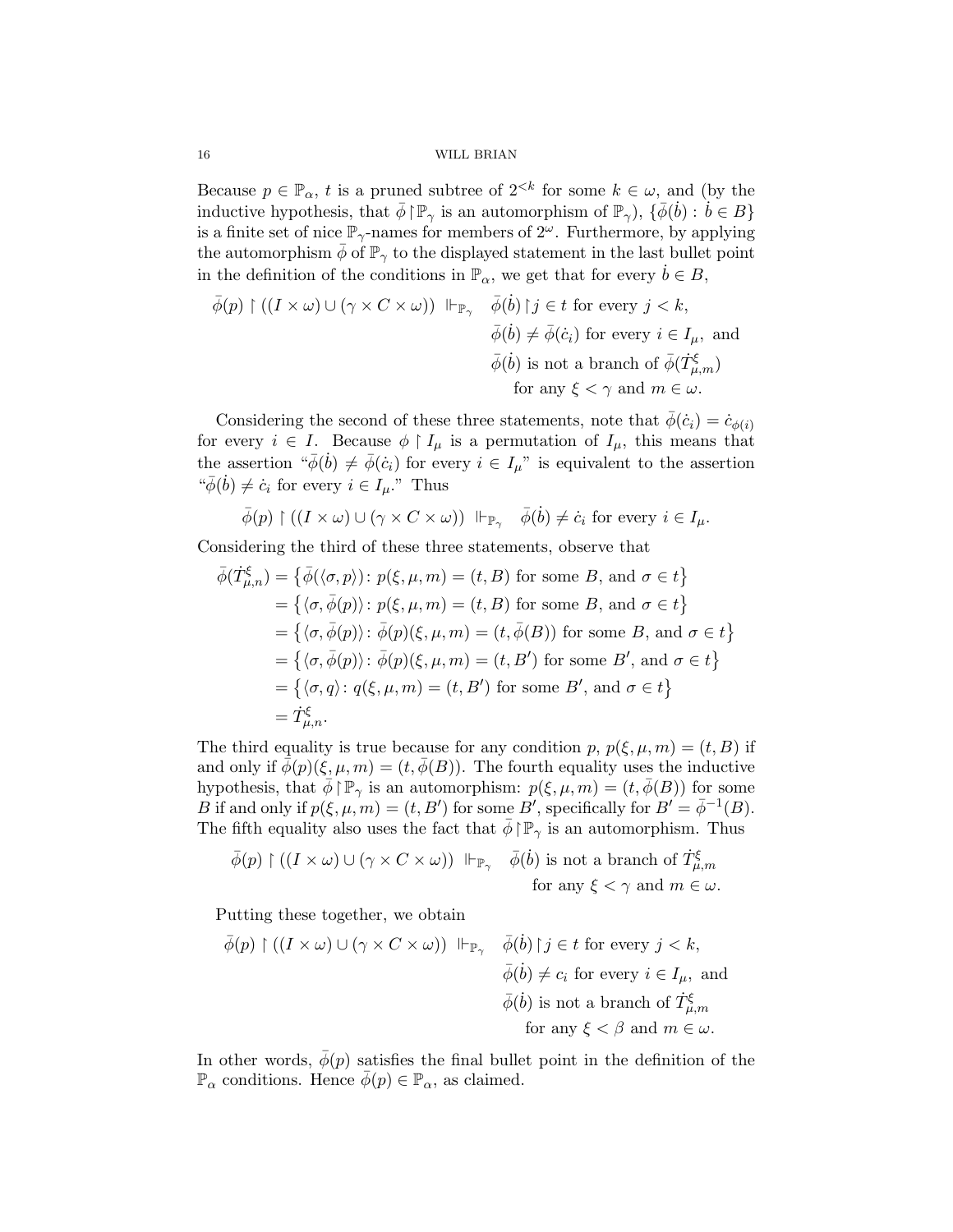Because $p \in \mathbb{P}_\alpha$, $t$ is a pruned subtree of $2^{<k}$ for some $k \in \omega$, and (by the inductive hypothesis, that $\bar{\phi} \restriction \mathbb{P}_\gamma$ is an automorphism of $\mathbb{P}_\gamma$), $\{\bar{\phi}(\dot{b}) : \dot{b} \in B\}$ is a finite set of nice $\mathbb{P}_\gamma$-names for members of $2^\omega$. Furthermore, by applying the automorphism $\bar{\phi}$ of $\mathbb{P}_\gamma$ to the displayed statement in the last bullet point in the definition of the conditions in $\mathbb{P}_\alpha$, we get that for every $\dot{b} \in B$,

$$\begin{aligned}
\bar{\phi}(p) \restriction ((I \times \omega) \cup (\gamma \times C \times \omega)) \ \Vdash_{\mathbb{P}_\gamma} \quad & \bar{\phi}(\dot{b}) \restriction j \in t \text{ for every } j < k, \\
& \bar{\phi}(\dot{b}) \neq \bar{\phi}(\dot{c}_i) \text{ for every } i \in I_\mu, \text{ and} \\
& \bar{\phi}(\dot{b}) \text{ is not a branch of } \bar{\phi}(\dot{T}^\xi_{\mu,m}) \\
& \quad \text{for any } \xi < \gamma \text{ and } m \in \omega.
\end{aligned}$$

Considering the second of these three statements, note that $\bar{\phi}(\dot{c}_i) = \dot{c}_{\phi(i)}$ for every $i \in I$. Because $\phi \restriction I_\mu$ is a permutation of $I_\mu$, this means that the assertion "$\bar{\phi}(\dot{b}) \neq \bar{\phi}(\dot{c}_i)$ for every $i \in I_\mu$" is equivalent to the assertion "$\bar{\phi}(\dot{b}) \neq \dot{c}_i$ for every $i \in I_\mu$." Thus

$$\bar{\phi}(p) \restriction ((I \times \omega) \cup (\gamma \times C \times \omega)) \ \Vdash_{\mathbb{P}_\gamma} \quad \bar{\phi}(\dot{b}) \neq \dot{c}_i \text{ for every } i \in I_\mu.$$

Considering the third of these three statements, observe that

$$\begin{aligned}
\bar{\phi}(\dot{T}^\xi_{\mu,n}) &= \left\{ \bar{\phi}(\langle \sigma, p \rangle) \colon p(\xi,\mu,m) = (t,B) \text{ for some } B, \text{ and } \sigma \in t \right\} \\
&= \left\{ \langle \sigma, \bar{\phi}(p) \rangle \colon p(\xi,\mu,m) = (t,B) \text{ for some } B, \text{ and } \sigma \in t \right\} \\
&= \left\{ \langle \sigma, \bar{\phi}(p) \rangle \colon \bar{\phi}(p)(\xi,\mu,m) = (t,\bar{\phi}(B)) \text{ for some } B, \text{ and } \sigma \in t \right\} \\
&= \left\{ \langle \sigma, \bar{\phi}(p) \rangle \colon \bar{\phi}(p)(\xi,\mu,m) = (t,B') \text{ for some } B', \text{ and } \sigma \in t \right\} \\
&= \left\{ \langle \sigma, q \rangle \colon q(\xi,\mu,m) = (t,B') \text{ for some } B', \text{ and } \sigma \in t \right\} \\
&= \dot{T}^\xi_{\mu,n}.
\end{aligned}$$

The third equality is true because for any condition $p$, $p(\xi,\mu,m) = (t,B)$ if and only if $\bar{\phi}(p)(\xi,\mu,m) = (t,\bar{\phi}(B))$. The fourth equality uses the inductive hypothesis, that $\bar{\phi} \restriction \mathbb{P}_\gamma$ is an automorphism: $p(\xi,\mu,m) = (t,\bar{\phi}(B))$ for some $B$ if and only if $p(\xi,\mu,m) = (t,B')$ for some $B'$, specifically for $B' = \bar{\phi}^{-1}(B)$. The fifth equality also uses the fact that $\bar{\phi} \restriction \mathbb{P}_\gamma$ is an automorphism. Thus

$$\begin{aligned}
\bar{\phi}(p) \restriction ((I \times \omega) \cup (\gamma \times C \times \omega)) \ \Vdash_{\mathbb{P}_\gamma} \quad & \bar{\phi}(\dot{b}) \text{ is not a branch of } \dot{T}^\xi_{\mu,m} \\
& \quad \text{for any } \xi < \gamma \text{ and } m \in \omega.
\end{aligned}$$

Putting these together, we obtain

$$\begin{aligned}
\bar{\phi}(p) \restriction ((I \times \omega) \cup (\gamma \times C \times \omega)) \ \Vdash_{\mathbb{P}_\gamma} \quad & \bar{\phi}(\dot{b}) \restriction j \in t \text{ for every } j < k, \\
& \bar{\phi}(\dot{b}) \neq c_i \text{ for every } i \in I_\mu, \text{ and} \\
& \bar{\phi}(\dot{b}) \text{ is not a branch of } \dot{T}^\xi_{\mu,m} \\
& \quad \text{for any } \xi < \beta \text{ and } m \in \omega.
\end{aligned}$$

In other words, $\bar{\phi}(p)$ satisfies the final bullet point in the definition of the $\mathbb{P}_\alpha$ conditions. Hence $\bar{\phi}(p) \in \mathbb{P}_\alpha$, as claimed.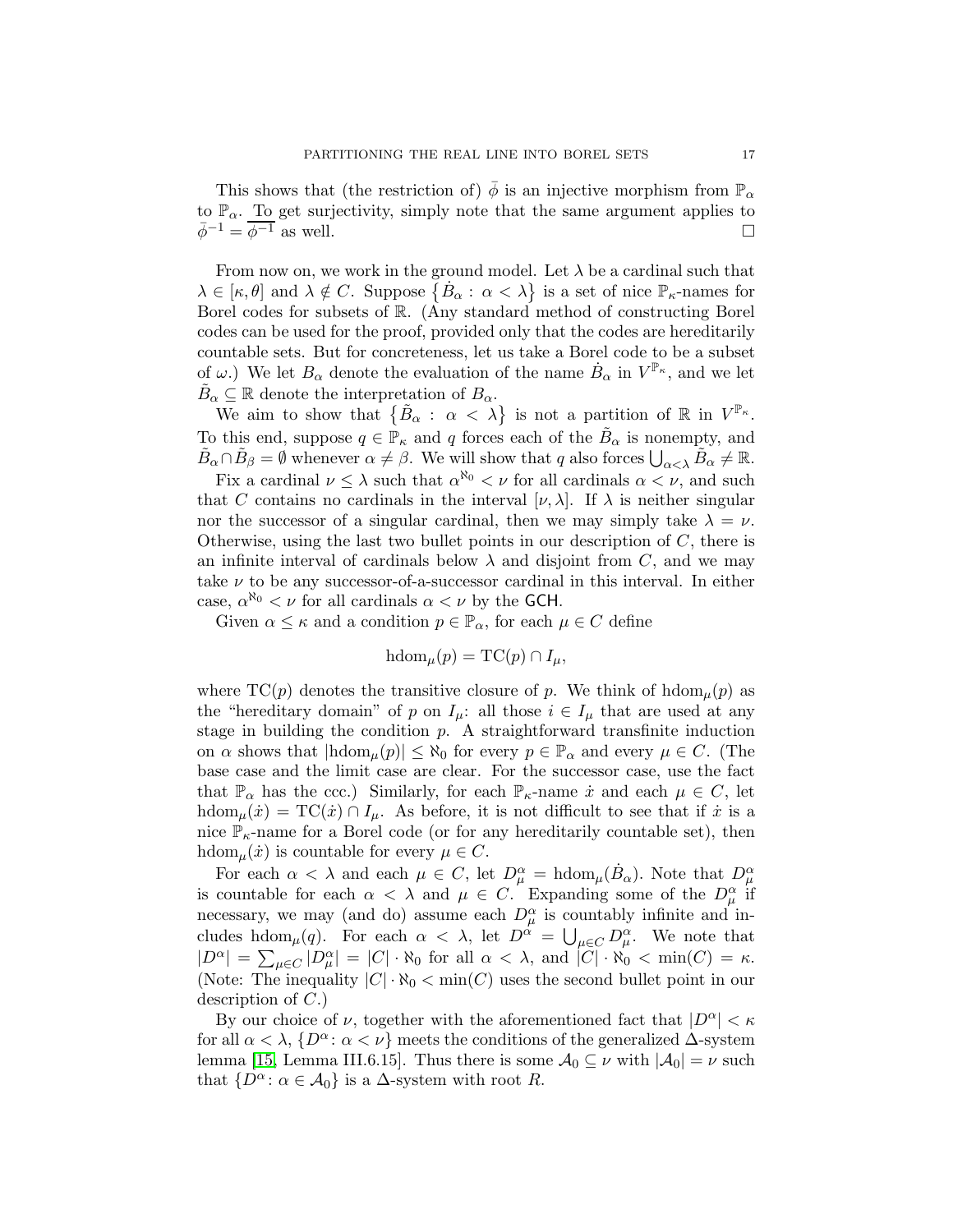This shows that (the restriction of) $\bar{\phi}$ is an injective morphism from $\mathbb{P}_\alpha$ to $\mathbb{P}_\alpha$. To get surjectivity, simply note that the same argument applies to $\bar{\phi}^{-1} = \overline{\phi^{-1}}$ as well. $\square$

From now on, we work in the ground model. Let $\lambda$ be a cardinal such that $\lambda \in [\kappa, \theta]$ and $\lambda \notin C$. Suppose $\{\dot{B}_\alpha : \alpha < \lambda\}$ is a set of nice $\mathbb{P}_\kappa$-names for Borel codes for subsets of $\mathbb{R}$. (Any standard method of constructing Borel codes can be used for the proof, provided only that the codes are hereditarily countable sets. But for concreteness, let us take a Borel code to be a subset of $\omega$.) We let $B_\alpha$ denote the evaluation of the name $\dot{B}_\alpha$ in $V^{\mathbb{P}_\kappa}$, and we let $\tilde{B}_\alpha \subseteq \mathbb{R}$ denote the interpretation of $B_\alpha$.

We aim to show that $\{\tilde{B}_\alpha : \alpha < \lambda\}$ is not a partition of $\mathbb{R}$ in $V^{\mathbb{P}_\kappa}$. To this end, suppose $q \in \mathbb{P}_\kappa$ and $q$ forces each of the $\tilde{B}_\alpha$ is nonempty, and $\tilde{B}_\alpha \cap \tilde{B}_\beta = \emptyset$ whenever $\alpha \neq \beta$. We will show that $q$ also forces $\bigcup_{\alpha<\lambda} \tilde{B}_\alpha \neq \mathbb{R}$.

Fix a cardinal $\nu \leq \lambda$ such that $\alpha^{\aleph_0} < \nu$ for all cardinals $\alpha < \nu$, and such that $C$ contains no cardinals in the interval $[\nu, \lambda]$. If $\lambda$ is neither singular nor the successor of a singular cardinal, then we may simply take $\lambda = \nu$. Otherwise, using the last two bullet points in our description of $C$, there is an infinite interval of cardinals below $\lambda$ and disjoint from $C$, and we may take $\nu$ to be any successor-of-a-successor cardinal in this interval. In either case, $\alpha^{\aleph_0} < \nu$ for all cardinals $\alpha < \nu$ by the GCH.

Given $\alpha \leq \kappa$ and a condition $p \in \mathbb{P}_\alpha$, for each $\mu \in C$ define

$$\mathrm{hdom}_\mu(p) = \mathrm{TC}(p) \cap I_\mu,$$

where $\mathrm{TC}(p)$ denotes the transitive closure of $p$. We think of $\mathrm{hdom}_\mu(p)$ as the "hereditary domain" of $p$ on $I_\mu$: all those $i \in I_\mu$ that are used at any stage in building the condition $p$. A straightforward transfinite induction on $\alpha$ shows that $|\mathrm{hdom}_\mu(p)| \leq \aleph_0$ for every $p \in \mathbb{P}_\alpha$ and every $\mu \in C$. (The base case and the limit case are clear. For the successor case, use the fact that $\mathbb{P}_\alpha$ has the ccc.) Similarly, for each $\mathbb{P}_\kappa$-name $\dot{x}$ and each $\mu \in C$, let $\mathrm{hdom}_\mu(\dot{x}) = \mathrm{TC}(\dot{x}) \cap I_\mu$. As before, it is not difficult to see that if $\dot{x}$ is a nice $\mathbb{P}_\kappa$-name for a Borel code (or for any hereditarily countable set), then $\mathrm{hdom}_\mu(\dot{x})$ is countable for every $\mu \in C$.

For each $\alpha < \lambda$ and each $\mu \in C$, let $D^\alpha_\mu = \mathrm{hdom}_\mu(\dot{B}_\alpha)$. Note that $D^\alpha_\mu$ is countable for each $\alpha < \lambda$ and $\mu \in C$. Expanding some of the $D^\alpha_\mu$ if necessary, we may (and do) assume each $D^\alpha_\mu$ is countably infinite and includes $\mathrm{hdom}_\mu(q)$. For each $\alpha < \lambda$, let $D^\alpha = \bigcup_{\mu \in C} D^\alpha_\mu$. We note that $|D^\alpha| = \sum_{\mu \in C} |D^\alpha_\mu| = |C| \cdot \aleph_0$ for all $\alpha < \lambda$, and $|C| \cdot \aleph_0 < \min(C) = \kappa$. (Note: The inequality $|C| \cdot \aleph_0 < \min(C)$ uses the second bullet point in our description of $C$.)

By our choice of $\nu$, together with the aforementioned fact that $|D^\alpha| < \kappa$ for all $\alpha < \lambda$, $\{D^\alpha : \alpha < \nu\}$ meets the conditions of the generalized $\Delta$-system lemma [15, Lemma III.6.15]. Thus there is some $\mathcal{A}_0 \subseteq \nu$ with $|\mathcal{A}_0| = \nu$ such that $\{D^\alpha : \alpha \in \mathcal{A}_0\}$ is a $\Delta$-system with root $R$.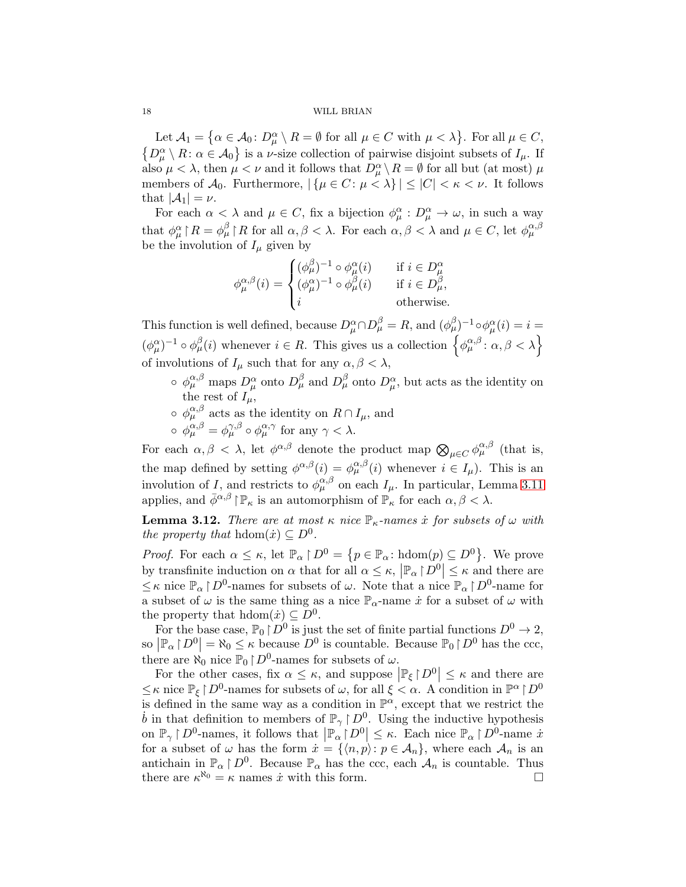Let $\mathcal{A}_1 = \{\alpha \in \mathcal{A}_0 \colon D^\alpha_\mu \setminus R = \emptyset \text{ for all } \mu \in C \text{ with } \mu < \lambda\}$. For all $\mu \in C$, $\{D^\alpha_\mu \setminus R \colon \alpha \in \mathcal{A}_0\}$ is a $\nu$-size collection of pairwise disjoint subsets of $I_\mu$. If also $\mu < \lambda$, then $\mu < \nu$ and it follows that $D^\alpha_\mu \setminus R = \emptyset$ for all but (at most) $\mu$ members of $\mathcal{A}_0$. Furthermore, $|\{\mu \in C \colon \mu < \lambda\}| \leq |C| < \kappa < \nu$. It follows that $|\mathcal{A}_1| = \nu$.

For each $\alpha < \lambda$ and $\mu \in C$, fix a bijection $\phi^\alpha_\mu : D^\alpha_\mu \to \omega$, in such a way that $\phi^\alpha_\mu \restriction R = \phi^\beta_\mu \restriction R$ for all $\alpha, \beta < \lambda$. For each $\alpha, \beta < \lambda$ and $\mu \in C$, let $\phi^{\alpha,\beta}_\mu$ be the involution of $I_\mu$ given by

$$\phi^{\alpha,\beta}_\mu(i) = \begin{cases} (\phi^\beta_\mu)^{-1} \circ \phi^\alpha_\mu(i) & \text{if } i \in D^\alpha_\mu \\ (\phi^\alpha_\mu)^{-1} \circ \phi^\beta_\mu(i) & \text{if } i \in D^\beta_\mu, \\ i & \text{otherwise.} \end{cases}$$

This function is well defined, because $D^\alpha_\mu \cap D^\beta_\mu = R$, and $(\phi^\beta_\mu)^{-1} \circ \phi^\alpha_\mu(i) = i = (\phi^\alpha_\mu)^{-1} \circ \phi^\beta_\mu(i)$ whenever $i \in R$. This gives us a collection $\{\phi^{\alpha,\beta}_\mu \colon \alpha, \beta < \lambda\}$ of involutions of $I_\mu$ such that for any $\alpha, \beta < \lambda$,

- $\phi^{\alpha,\beta}_\mu$ maps $D^\alpha_\mu$ onto $D^\beta_\mu$ and $D^\beta_\mu$ onto $D^\alpha_\mu$, but acts as the identity on the rest of $I_\mu$,
- $\phi^{\alpha,\beta}_\mu$ acts as the identity on $R \cap I_\mu$, and
- $\phi^{\alpha,\beta}_\mu = \phi^{\gamma,\beta}_\mu \circ \phi^{\alpha,\gamma}_\mu$ for any $\gamma < \lambda$.

For each $\alpha, \beta < \lambda$, let $\phi^{\alpha,\beta}$ denote the product map $\bigotimes_{\mu \in C} \phi^{\alpha,\beta}_\mu$ (that is, the map defined by setting $\phi^{\alpha,\beta}(i) = \phi^{\alpha,\beta}_\mu(i)$ whenever $i \in I_\mu$). This is an involution of $I$, and restricts to $\phi^{\alpha,\beta}_\mu$ on each $I_\mu$. In particular, Lemma 3.11 applies, and $\bar{\phi}^{\alpha,\beta} \restriction \mathbb{P}_\kappa$ is an automorphism of $\mathbb{P}_\kappa$ for each $\alpha, \beta < \lambda$.

**Lemma 3.12.** *There are at most $\kappa$ nice $\mathbb{P}_\kappa$-names $\dot{x}$ for subsets of $\omega$ with the property that* $\mathrm{hdom}(\dot{x}) \subseteq D^0$.

*Proof.* For each $\alpha \leq \kappa$, let $\mathbb{P}_\alpha \restriction D^0 = \{p \in \mathbb{P}_\alpha \colon \mathrm{hdom}(p) \subseteq D^0\}$. We prove by transfinite induction on $\alpha$ that for all $\alpha \leq \kappa$, $|\mathbb{P}_\alpha \restriction D^0| \leq \kappa$ and there are $\leq \kappa$ nice $\mathbb{P}_\alpha \restriction D^0$-names for subsets of $\omega$. Note that a nice $\mathbb{P}_\alpha \restriction D^0$-name for a subset of $\omega$ is the same thing as a nice $\mathbb{P}_\alpha$-name $\dot{x}$ for a subset of $\omega$ with the property that $\mathrm{hdom}(\dot{x}) \subseteq D^0$.

For the base case, $\mathbb{P}_0 \restriction D^0$ is just the set of finite partial functions $D^0 \to 2$, so $|\mathbb{P}_\alpha \restriction D^0| = \aleph_0 \leq \kappa$ because $D^0$ is countable. Because $\mathbb{P}_0 \restriction D^0$ has the ccc, there are $\aleph_0$ nice $\mathbb{P}_0 \restriction D^0$-names for subsets of $\omega$.

For the other cases, fix $\alpha \leq \kappa$, and suppose $|\mathbb{P}_\xi \restriction D^0| \leq \kappa$ and there are $\leq \kappa$ nice $\mathbb{P}_\xi \restriction D^0$-names for subsets of $\omega$, for all $\xi < \alpha$. A condition in $\mathbb{P}^\alpha \restriction D^0$ is defined in the same way as a condition in $\mathbb{P}^\alpha$, except that we restrict the $\dot{b}$ in that definition to members of $\mathbb{P}_\gamma \restriction D^0$. Using the inductive hypothesis on $\mathbb{P}_\gamma \restriction D^0$-names, it follows that $|\mathbb{P}_\alpha \restriction D^0| \leq \kappa$. Each nice $\mathbb{P}_\alpha \restriction D^0$-name $\dot{x}$ for a subset of $\omega$ has the form $\dot{x} = \{\langle n, p \rangle \colon p \in \mathcal{A}_n\}$, where each $\mathcal{A}_n$ is an antichain in $\mathbb{P}_\alpha \restriction D^0$. Because $\mathbb{P}_\alpha$ has the ccc, each $\mathcal{A}_n$ is countable. Thus there are $\kappa^{\aleph_0} = \kappa$ names $\dot{x}$ with this form. $\square$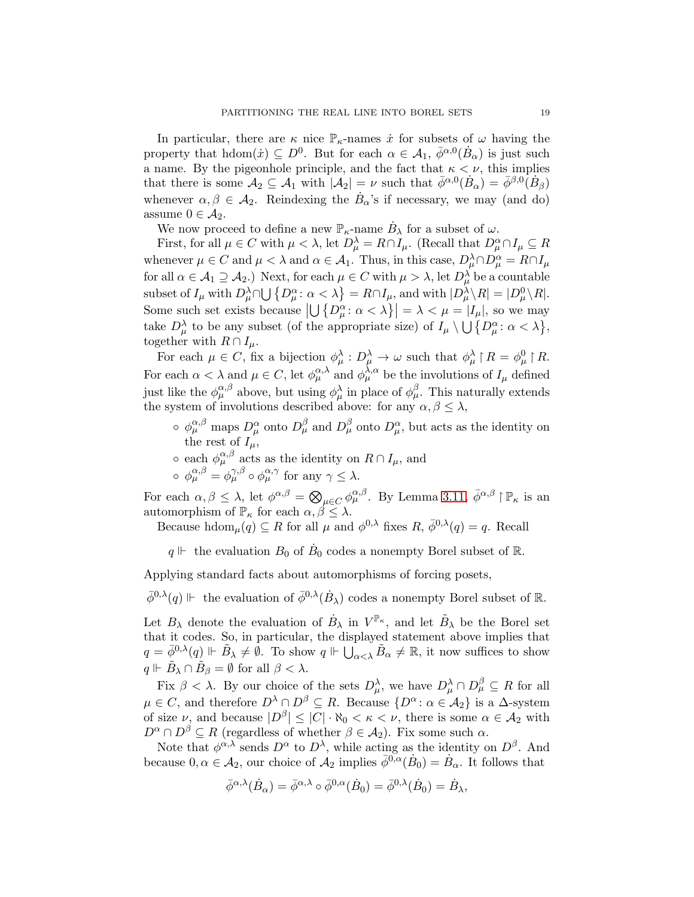In particular, there are $\kappa$ nice $\mathbb{P}_\kappa$-names $\dot{x}$ for subsets of $\omega$ having the property that $\mathrm{hdom}(\dot{x}) \subseteq D^0$. But for each $\alpha \in \mathcal{A}_1$, $\bar{\phi}^{\alpha,0}(\dot{B}_\alpha)$ is just such a name. By the pigeonhole principle, and the fact that $\kappa < \nu$, this implies that there is some $\mathcal{A}_2 \subseteq \mathcal{A}_1$ with $|\mathcal{A}_2| = \nu$ such that $\bar{\phi}^{\alpha,0}(\dot{B}_\alpha) = \bar{\phi}^{\beta,0}(\dot{B}_\beta)$ whenever $\alpha, \beta \in \mathcal{A}_2$. Reindexing the $\dot{B}_\alpha$'s if necessary, we may (and do) assume $0 \in \mathcal{A}_2$.

We now proceed to define a new $\mathbb{P}_\kappa$-name $\dot{B}_\lambda$ for a subset of $\omega$.

First, for all $\mu \in C$ with $\mu < \lambda$, let $D^\lambda_\mu = R \cap I_\mu$. (Recall that $D^\alpha_\mu \cap I_\mu \subseteq R$ whenever $\mu \in C$ and $\mu < \lambda$ and $\alpha \in \mathcal{A}_1$. Thus, in this case, $D^\lambda_\mu \cap D^\alpha_\mu = R \cap I_\mu$ for all $\alpha \in \mathcal{A}_1 \supseteq \mathcal{A}_2$.) Next, for each $\mu \in C$ with $\mu > \lambda$, let $D^\lambda_\mu$ be a countable subset of $I_\mu$ with $D^\lambda_\mu \cap \bigcup \{D^\alpha_\mu \colon \alpha < \lambda\} = R \cap I_\mu$, and with $|D^\lambda_\mu \setminus R| = |D^0_\mu \setminus R|$. Some such set exists because $\left|\bigcup \{D^\alpha_\mu \colon \alpha < \lambda\}\right| = \lambda < \mu = |I_\mu|$, so we may take $D^\lambda_\mu$ to be any subset (of the appropriate size) of $I_\mu \setminus \bigcup \{D^\alpha_\mu \colon \alpha < \lambda\}$, together with $R \cap I_\mu$.

For each $\mu \in C$, fix a bijection $\phi^\lambda_\mu : D^\lambda_\mu \to \omega$ such that $\phi^\lambda_\mu \restriction R = \phi^0_\mu \restriction R$. For each $\alpha < \lambda$ and $\mu \in C$, let $\phi^{\alpha,\lambda}_\mu$ and $\phi^{\lambda,\alpha}_\mu$ be the involutions of $I_\mu$ defined just like the $\phi^{\alpha,\beta}_\mu$ above, but using $\phi^\lambda_\mu$ in place of $\phi^\beta_\mu$. This naturally extends the system of involutions described above: for any $\alpha, \beta \leq \lambda$,

- $\phi^{\alpha,\beta}_\mu$ maps $D^\alpha_\mu$ onto $D^\beta_\mu$ and $D^\beta_\mu$ onto $D^\alpha_\mu$, but acts as the identity on the rest of $I_\mu$,
- each $\phi^{\alpha,\beta}_\mu$ acts as the identity on $R \cap I_\mu$, and
- $\phi^{\alpha,\beta}_\mu = \phi^{\gamma,\beta}_\mu \circ \phi^{\alpha,\gamma}_\mu$ for any $\gamma \leq \lambda$.

For each $\alpha, \beta \leq \lambda$, let $\phi^{\alpha,\beta} = \bigotimes_{\mu \in C} \phi^{\alpha,\beta}_\mu$. By Lemma 3.11, $\bar{\phi}^{\alpha,\beta} \restriction \mathbb{P}_\kappa$ is an automorphism of $\mathbb{P}_\kappa$ for each $\alpha, \beta \leq \lambda$.

Because $\mathrm{hdom}_\mu(q) \subseteq R$ for all $\mu$ and $\phi^{0,\lambda}$ fixes $R$, $\bar{\phi}^{0,\lambda}(q) = q$. Recall

$$q \Vdash \text{ the evaluation } B_0 \text{ of } \dot{B}_0 \text{ codes a nonempty Borel subset of } \mathbb{R}.$$

Applying standard facts about automorphisms of forcing posets,

$$\bar{\phi}^{0,\lambda}(q) \Vdash \text{ the evaluation of } \bar{\phi}^{0,\lambda}(\dot{B}_\lambda) \text{ codes a nonempty Borel subset of } \mathbb{R}.$$

Let $B_\lambda$ denote the evaluation of $\dot{B}_\lambda$ in $V^{\mathbb{P}_\kappa}$, and let $\tilde{B}_\lambda$ be the Borel set that it codes. So, in particular, the displayed statement above implies that $q = \bar{\phi}^{0,\lambda}(q) \Vdash \tilde{B}_\lambda \neq \emptyset$. To show $q \Vdash \bigcup_{\alpha<\lambda} \tilde{B}_\alpha \neq \mathbb{R}$, it now suffices to show $q \Vdash \tilde{B}_\lambda \cap \tilde{B}_\beta = \emptyset$ for all $\beta < \lambda$.

Fix $\beta < \lambda$. By our choice of the sets $D^\lambda_\mu$, we have $D^\lambda_\mu \cap D^\beta_\mu \subseteq R$ for all $\mu \in C$, and therefore $D^\lambda \cap D^\beta \subseteq R$. Because $\{D^\alpha \colon \alpha \in \mathcal{A}_2\}$ is a $\Delta$-system of size $\nu$, and because $|D^\beta| \leq |C| \cdot \aleph_0 < \kappa < \nu$, there is some $\alpha \in \mathcal{A}_2$ with $D^\alpha \cap D^\beta \subseteq R$ (regardless of whether $\beta \in \mathcal{A}_2$). Fix some such $\alpha$.

Note that $\phi^{\alpha,\lambda}$ sends $D^\alpha$ to $D^\lambda$, while acting as the identity on $D^\beta$. And because $0, \alpha \in \mathcal{A}_2$, our choice of $\mathcal{A}_2$ implies $\bar{\phi}^{0,\alpha}(\dot{B}_0) = \dot{B}_\alpha$. It follows that

$$\bar{\phi}^{\alpha,\lambda}(\dot{B}_\alpha) = \bar{\phi}^{\alpha,\lambda} \circ \bar{\phi}^{0,\alpha}(\dot{B}_0) = \bar{\phi}^{0,\lambda}(\dot{B}_0) = \dot{B}_\lambda,$$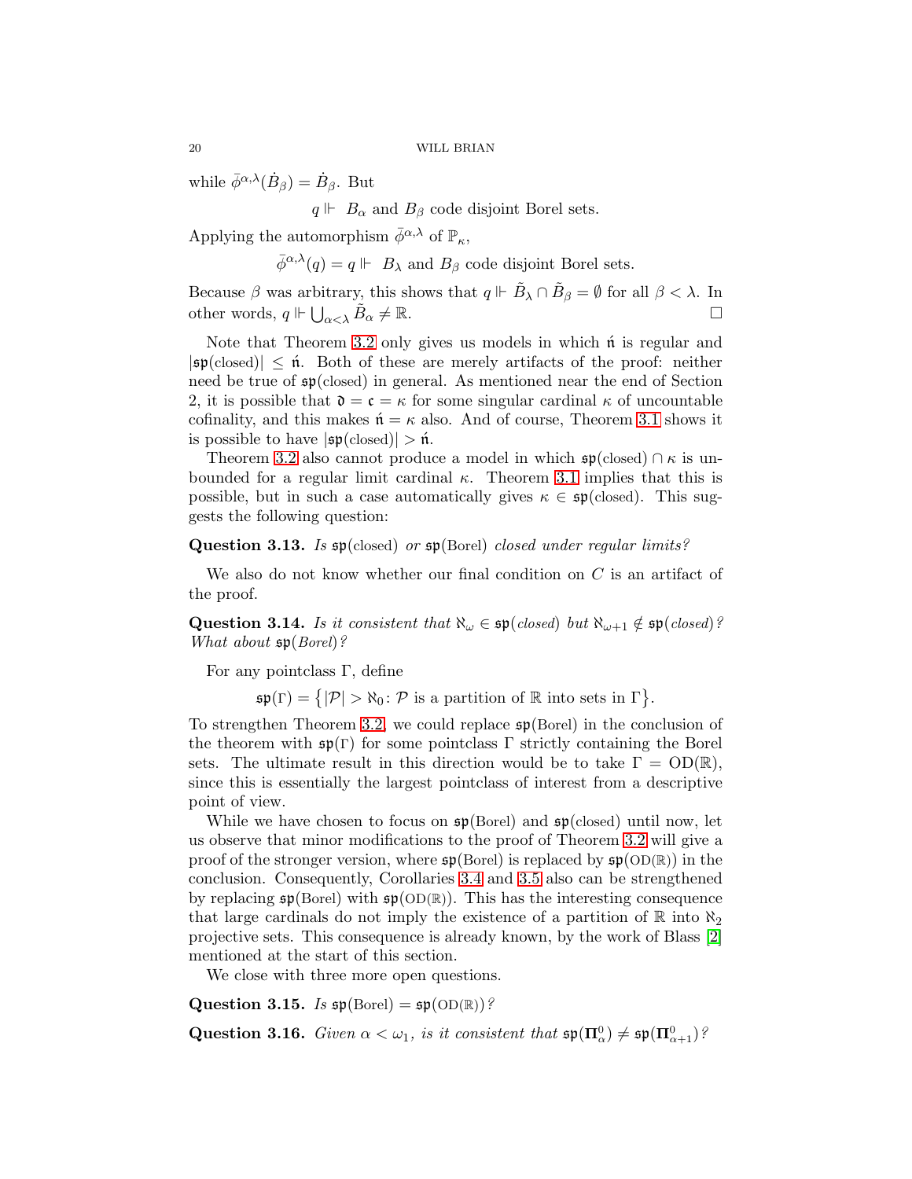while $\bar{\phi}^{\alpha,\lambda}(\dot{B}_\beta) = \dot{B}_\beta$. But

$$q \Vdash \; B_\alpha \text{ and } B_\beta \text{ code disjoint Borel sets.}$$

Applying the automorphism $\bar{\phi}^{\alpha,\lambda}$ of $\mathbb{P}_\kappa$,

$$\bar{\phi}^{\alpha,\lambda}(q) = q \Vdash \; B_\lambda \text{ and } B_\beta \text{ code disjoint Borel sets.}$$

Because $\beta$ was arbitrary, this shows that $q \Vdash \tilde{B}_\lambda \cap \tilde{B}_\beta = \emptyset$ for all $\beta < \lambda$. In other words, $q \Vdash \bigcup_{\alpha<\lambda} \tilde{B}_\alpha \neq \mathbb{R}$. □

Note that Theorem 3.2 only gives us models in which $\acute{\mathfrak{n}}$ is regular and $|\mathfrak{sp}(\text{closed})| \leq \acute{\mathfrak{n}}$. Both of these are merely artifacts of the proof: neither need be true of $\mathfrak{sp}(\text{closed})$ in general. As mentioned near the end of Section 2, it is possible that $\mathfrak{d} = \mathfrak{c} = \kappa$ for some singular cardinal $\kappa$ of uncountable cofinality, and this makes $\acute{\mathfrak{n}} = \kappa$ also. And of course, Theorem 3.1 shows it is possible to have $|\mathfrak{sp}(\text{closed})| > \acute{\mathfrak{n}}$.

Theorem 3.2 also cannot produce a model in which $\mathfrak{sp}(\text{closed}) \cap \kappa$ is unbounded for a regular limit cardinal $\kappa$. Theorem 3.1 implies that this is possible, but in such a case automatically gives $\kappa \in \mathfrak{sp}(\text{closed})$. This suggests the following question:

**Question 3.13.** *Is $\mathfrak{sp}(\text{closed})$ or $\mathfrak{sp}(\text{Borel})$ closed under regular limits?*

We also do not know whether our final condition on $C$ is an artifact of the proof.

**Question 3.14.** *Is it consistent that $\aleph_\omega \in \mathfrak{sp}(\textit{closed})$ but $\aleph_{\omega+1} \notin \mathfrak{sp}(\textit{closed})$? What about $\mathfrak{sp}(\textit{Borel})$?*

For any pointclass $\Gamma$, define

$$\mathfrak{sp}(\Gamma) = \big\{|\mathcal{P}| > \aleph_0 \colon \mathcal{P} \text{ is a partition of } \mathbb{R} \text{ into sets in } \Gamma\big\}.$$

To strengthen Theorem 3.2, we could replace $\mathfrak{sp}(\text{Borel})$ in the conclusion of the theorem with $\mathfrak{sp}(\Gamma)$ for some pointclass $\Gamma$ strictly containing the Borel sets. The ultimate result in this direction would be to take $\Gamma = \mathrm{OD}(\mathbb{R})$, since this is essentially the largest pointclass of interest from a descriptive point of view.

While we have chosen to focus on $\mathfrak{sp}(\text{Borel})$ and $\mathfrak{sp}(\text{closed})$ until now, let us observe that minor modifications to the proof of Theorem 3.2 will give a proof of the stronger version, where $\mathfrak{sp}(\text{Borel})$ is replaced by $\mathfrak{sp}(\mathrm{OD}(\mathbb{R}))$ in the conclusion. Consequently, Corollaries 3.4 and 3.5 also can be strengthened by replacing $\mathfrak{sp}(\text{Borel})$ with $\mathfrak{sp}(\mathrm{OD}(\mathbb{R}))$. This has the interesting consequence that large cardinals do not imply the existence of a partition of $\mathbb{R}$ into $\aleph_2$ projective sets. This consequence is already known, by the work of Blass [2] mentioned at the start of this section.

We close with three more open questions.

**Question 3.15.** *Is $\mathfrak{sp}(\text{Borel}) = \mathfrak{sp}(\mathrm{OD}(\mathbb{R}))$?*

**Question 3.16.** *Given $\alpha < \omega_1$, is it consistent that $\mathfrak{sp}(\boldsymbol{\Pi}^0_\alpha) \neq \mathfrak{sp}(\boldsymbol{\Pi}^0_{\alpha+1})$?*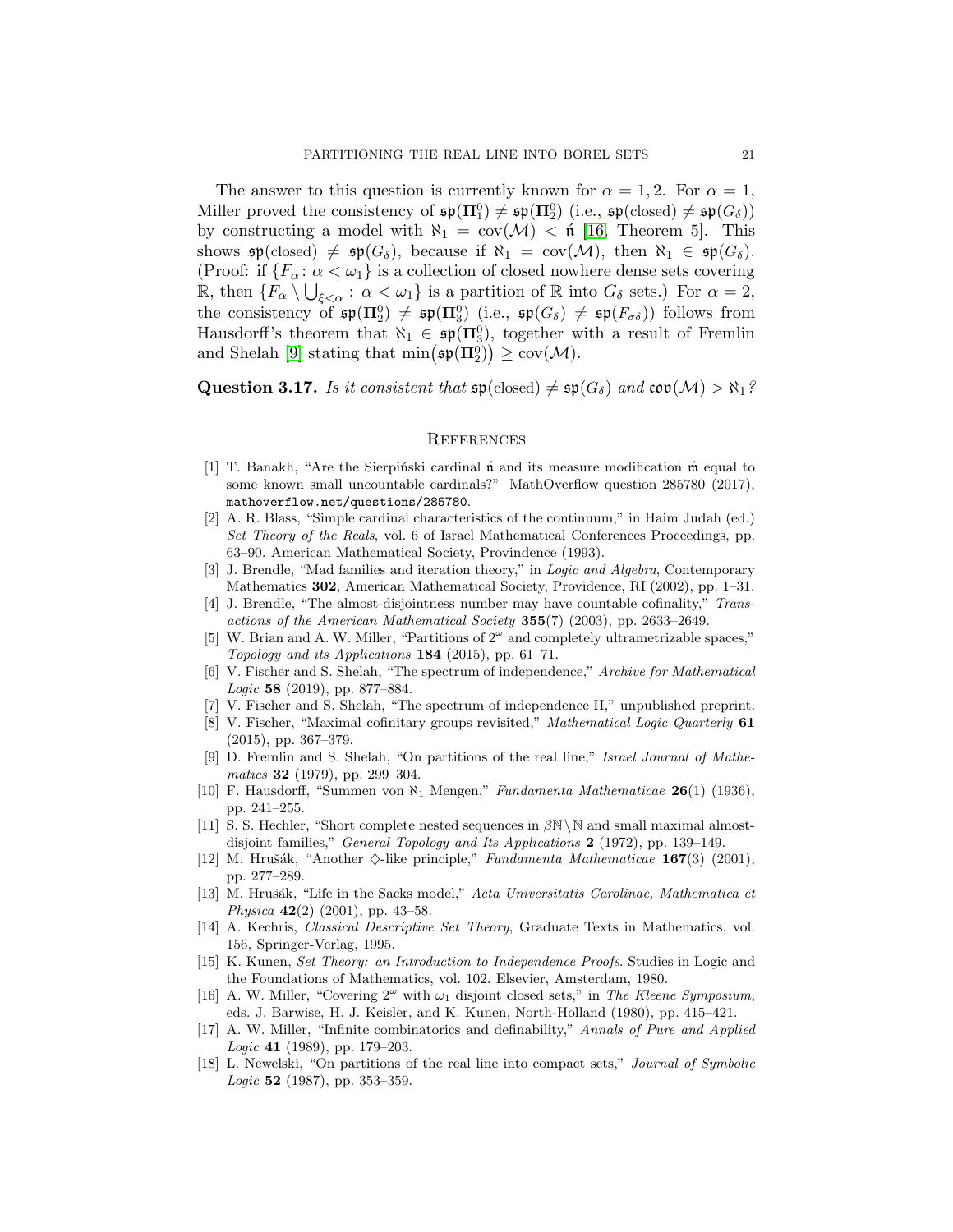The answer to this question is currently known for $\alpha = 1, 2$. For $\alpha = 1$, Miller proved the consistency of $\mathfrak{sp}(\mathbf{\Pi}^0_1) \neq \mathfrak{sp}(\mathbf{\Pi}^0_2)$ (i.e., $\mathfrak{sp}(\text{closed}) \neq \mathfrak{sp}(G_\delta)$) by constructing a model with $\aleph_1 = \text{cov}(\mathcal{M}) < \acute{\mathfrak{n}}$ [16, Theorem 5]. This shows $\mathfrak{sp}(\text{closed}) \neq \mathfrak{sp}(G_\delta)$, because if $\aleph_1 = \text{cov}(\mathcal{M})$, then $\aleph_1 \in \mathfrak{sp}(G_\delta)$. (Proof: if $\{F_\alpha \colon \alpha < \omega_1\}$ is a collection of closed nowhere dense sets covering $\mathbb{R}$, then $\{F_\alpha \setminus \bigcup_{\xi<\alpha} : \alpha < \omega_1\}$ is a partition of $\mathbb{R}$ into $G_\delta$ sets.) For $\alpha = 2$, the consistency of $\mathfrak{sp}(\mathbf{\Pi}^0_2) \neq \mathfrak{sp}(\mathbf{\Pi}^0_3)$ (i.e., $\mathfrak{sp}(G_\delta) \neq \mathfrak{sp}(F_{\sigma\delta})$) follows from Hausdorff's theorem that $\aleph_1 \in \mathfrak{sp}(\mathbf{\Pi}^0_3)$, together with a result of Fremlin and Shelah [9] stating that $\min\big(\mathfrak{sp}(\mathbf{\Pi}^0_2)\big) \geq \text{cov}(\mathcal{M})$.

**Question 3.17.** *Is it consistent that $\mathfrak{sp}(\text{closed}) \neq \mathfrak{sp}(G_\delta)$ and $\mathfrak{cov}(\mathcal{M}) > \aleph_1$?*

## References

[1] T. Banakh, "Are the Sierpiński cardinal $\acute{\mathfrak{n}}$ and its measure modification $\acute{\mathfrak{m}}$ equal to some known small uncountable cardinals?" MathOverflow question 285780 (2017), mathoverflow.net/questions/285780.

[2] A. R. Blass, "Simple cardinal characteristics of the continuum," in Haim Judah (ed.) *Set Theory of the Reals*, vol. 6 of Israel Mathematical Conferences Proceedings, pp. 63–90. American Mathematical Society, Provindence (1993).

[3] J. Brendle, "Mad families and iteration theory," in *Logic and Algebra*, Contemporary Mathematics **302**, American Mathematical Society, Providence, RI (2002), pp. 1–31.

[4] J. Brendle, "The almost-disjointness number may have countable cofinality," *Transactions of the American Mathematical Society* **355**(7) (2003), pp. 2633–2649.

[5] W. Brian and A. W. Miller, "Partitions of $2^\omega$ and completely ultrametrizable spaces," *Topology and its Applications* **184** (2015), pp. 61–71.

[6] V. Fischer and S. Shelah, "The spectrum of independence," *Archive for Mathematical Logic* **58** (2019), pp. 877–884.

[7] V. Fischer and S. Shelah, "The spectrum of independence II," unpublished preprint.

[8] V. Fischer, "Maximal cofinitary groups revisited," *Mathematical Logic Quarterly* **61** (2015), pp. 367–379.

[9] D. Fremlin and S. Shelah, "On partitions of the real line," *Israel Journal of Mathematics* **32** (1979), pp. 299–304.

[10] F. Hausdorff, "Summen von $\aleph_1$ Mengen," *Fundamenta Mathematicae* **26**(1) (1936), pp. 241–255.

[11] S. S. Hechler, "Short complete nested sequences in $\beta\mathbb{N}\setminus\mathbb{N}$ and small maximal almost-disjoint families," *General Topology and Its Applications* **2** (1972), pp. 139–149.

[12] M. Hrušák, "Another $\diamondsuit$-like principle," *Fundamenta Mathematicae* **167**(3) (2001), pp. 277–289.

[13] M. Hrušák, "Life in the Sacks model," *Acta Universitatis Carolinae, Mathematica et Physica* **42**(2) (2001), pp. 43–58.

[14] A. Kechris, *Classical Descriptive Set Theory*, Graduate Texts in Mathematics, vol. 156, Springer-Verlag, 1995.

[15] K. Kunen, *Set Theory: an Introduction to Independence Proofs*. Studies in Logic and the Foundations of Mathematics, vol. 102. Elsevier, Amsterdam, 1980.

[16] A. W. Miller, "Covering $2^\omega$ with $\omega_1$ disjoint closed sets," in *The Kleene Symposium*, eds. J. Barwise, H. J. Keisler, and K. Kunen, North-Holland (1980), pp. 415–421.

[17] A. W. Miller, "Infinite combinatorics and definability," *Annals of Pure and Applied Logic* **41** (1989), pp. 179–203.

[18] L. Newelski, "On partitions of the real line into compact sets," *Journal of Symbolic Logic* **52** (1987), pp. 353–359.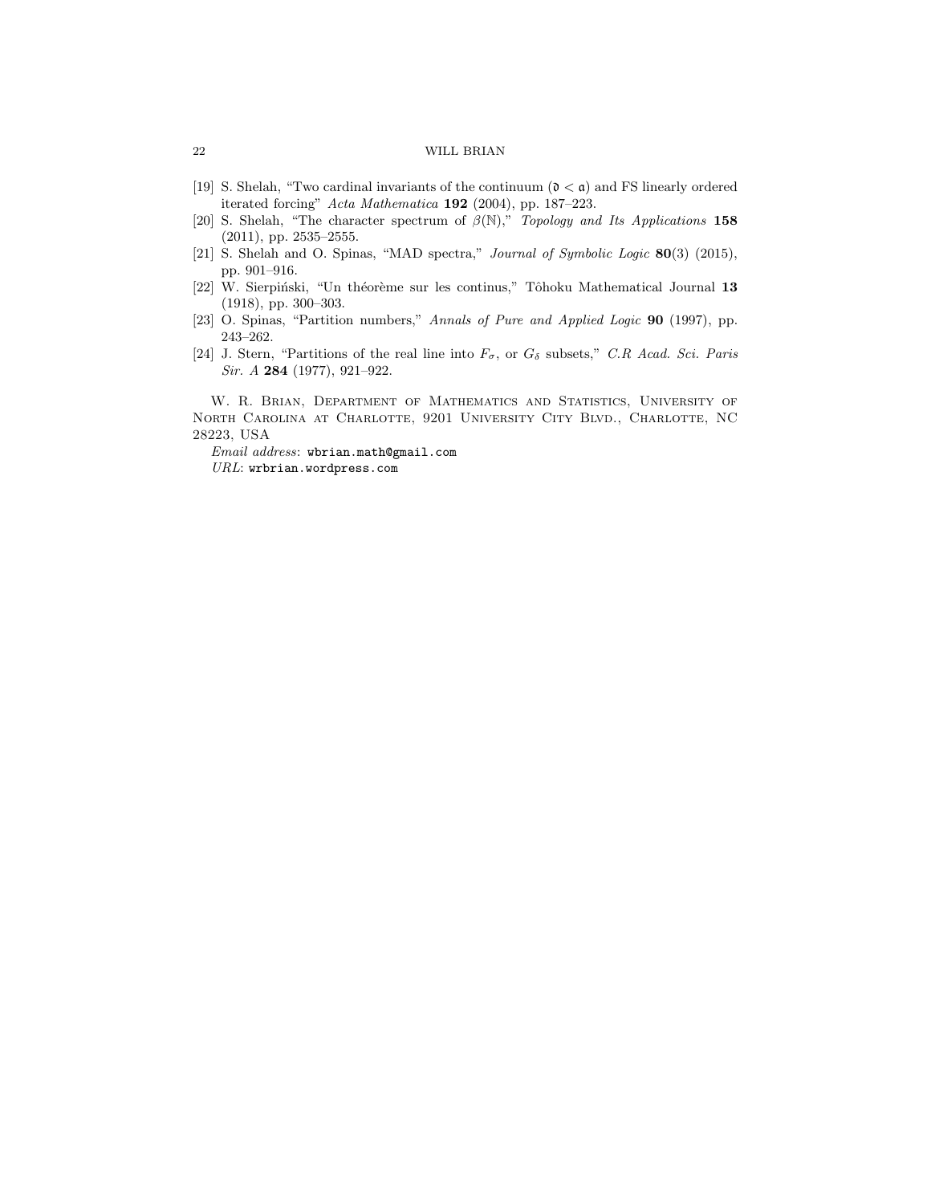[19] S. Shelah, "Two cardinal invariants of the continuum ($\mathfrak{d} < \mathfrak{a}$) and FS linearly ordered iterated forcing" *Acta Mathematica* **192** (2004), pp. 187–223.

[20] S. Shelah, "The character spectrum of $\beta(\mathbb{N})$," *Topology and Its Applications* **158** (2011), pp. 2535–2555.

[21] S. Shelah and O. Spinas, "MAD spectra," *Journal of Symbolic Logic* **80**(3) (2015), pp. 901–916.

[22] W. Sierpiński, "Un théorème sur les continus," Tôhoku Mathematical Journal **13** (1918), pp. 300–303.

[23] O. Spinas, "Partition numbers," *Annals of Pure and Applied Logic* **90** (1997), pp. 243–262.

[24] J. Stern, "Partitions of the real line into $F_\sigma$, or $G_\delta$ subsets," *C.R Acad. Sci. Paris Sir. A* **284** (1977), 921–922.

W. R. Brian, Department of Mathematics and Statistics, University of North Carolina at Charlotte, 9201 University City Blvd., Charlotte, NC 28223, USA

*Email address*: wbrian.math@gmail.com

*URL*: wrbrian.wordpress.com